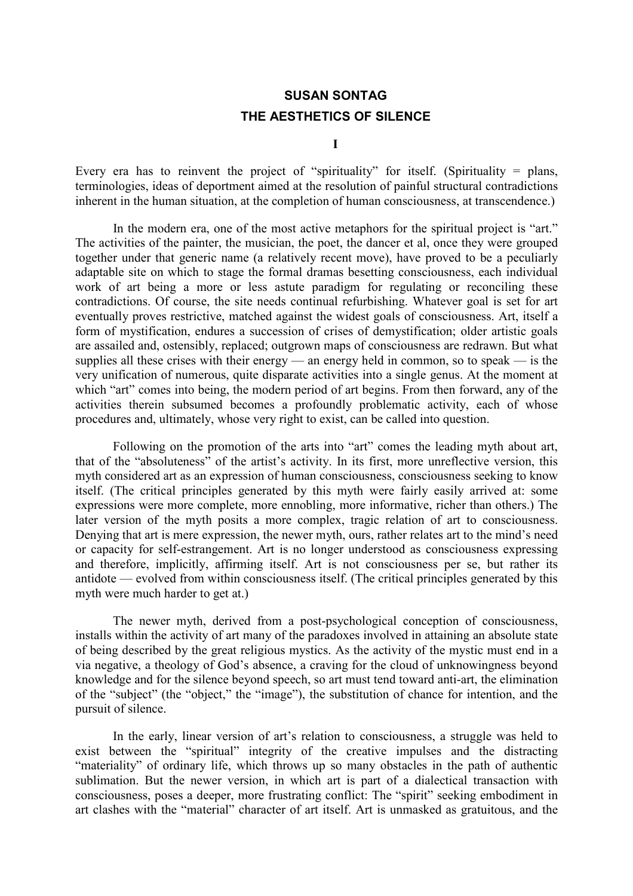# SUSAN SONTAG
## THE AESTHETICS OF SILENCE

### I

Every era has to reinvent the project of "spirituality" for itself. (Spirituality = plans, terminologies, ideas of deportment aimed at the resolution of painful structural contradictions inherent in the human situation, at the completion of human consciousness, at transcendence.)

In the modern era, one of the most active metaphors for the spiritual project is "art." The activities of the painter, the musician, the poet, the dancer et al, once they were grouped together under that generic name (a relatively recent move), have proved to be a peculiarly adaptable site on which to stage the formal dramas besetting consciousness, each individual work of art being a more or less astute paradigm for regulating or reconciling these contradictions. Of course, the site needs continual refurbishing. Whatever goal is set for art eventually proves restrictive, matched against the widest goals of consciousness. Art, itself a form of mystification, endures a succession of crises of demystification; older artistic goals are assailed and, ostensibly, replaced; outgrown maps of consciousness are redrawn. But what supplies all these crises with their energy — an energy held in common, so to speak — is the very unification of numerous, quite disparate activities into a single genus. At the moment at which "art" comes into being, the modern period of art begins. From then forward, any of the activities therein subsumed becomes a profoundly problematic activity, each of whose procedures and, ultimately, whose very right to exist, can be called into question.

Following on the promotion of the arts into "art" comes the leading myth about art, that of the "absoluteness" of the artist's activity. In its first, more unreflective version, this myth considered art as an expression of human consciousness, consciousness seeking to know itself. (The critical principles generated by this myth were fairly easily arrived at: some expressions were more complete, more ennobling, more informative, richer than others.) The later version of the myth posits a more complex, tragic relation of art to consciousness. Denying that art is mere expression, the newer myth, ours, rather relates art to the mind's need or capacity for self-estrangement. Art is no longer understood as consciousness expressing and therefore, implicitly, affirming itself. Art is not consciousness per se, but rather its antidote — evolved from within consciousness itself. (The critical principles generated by this myth were much harder to get at.)

The newer myth, derived from a post-psychological conception of consciousness, installs within the activity of art many of the paradoxes involved in attaining an absolute state of being described by the great religious mystics. As the activity of the mystic must end in a via negative, a theology of God's absence, a craving for the cloud of unknowingness beyond knowledge and for the silence beyond speech, so art must tend toward anti-art, the elimination of the "subject" (the "object," the "image"), the substitution of chance for intention, and the pursuit of silence.

In the early, linear version of art's relation to consciousness, a struggle was held to exist between the "spiritual" integrity of the creative impulses and the distracting "materiality" of ordinary life, which throws up so many obstacles in the path of authentic sublimation. But the newer version, in which art is part of a dialectical transaction with consciousness, poses a deeper, more frustrating conflict: The "spirit" seeking embodiment in art clashes with the "material" character of art itself. Art is unmasked as gratuitous, and the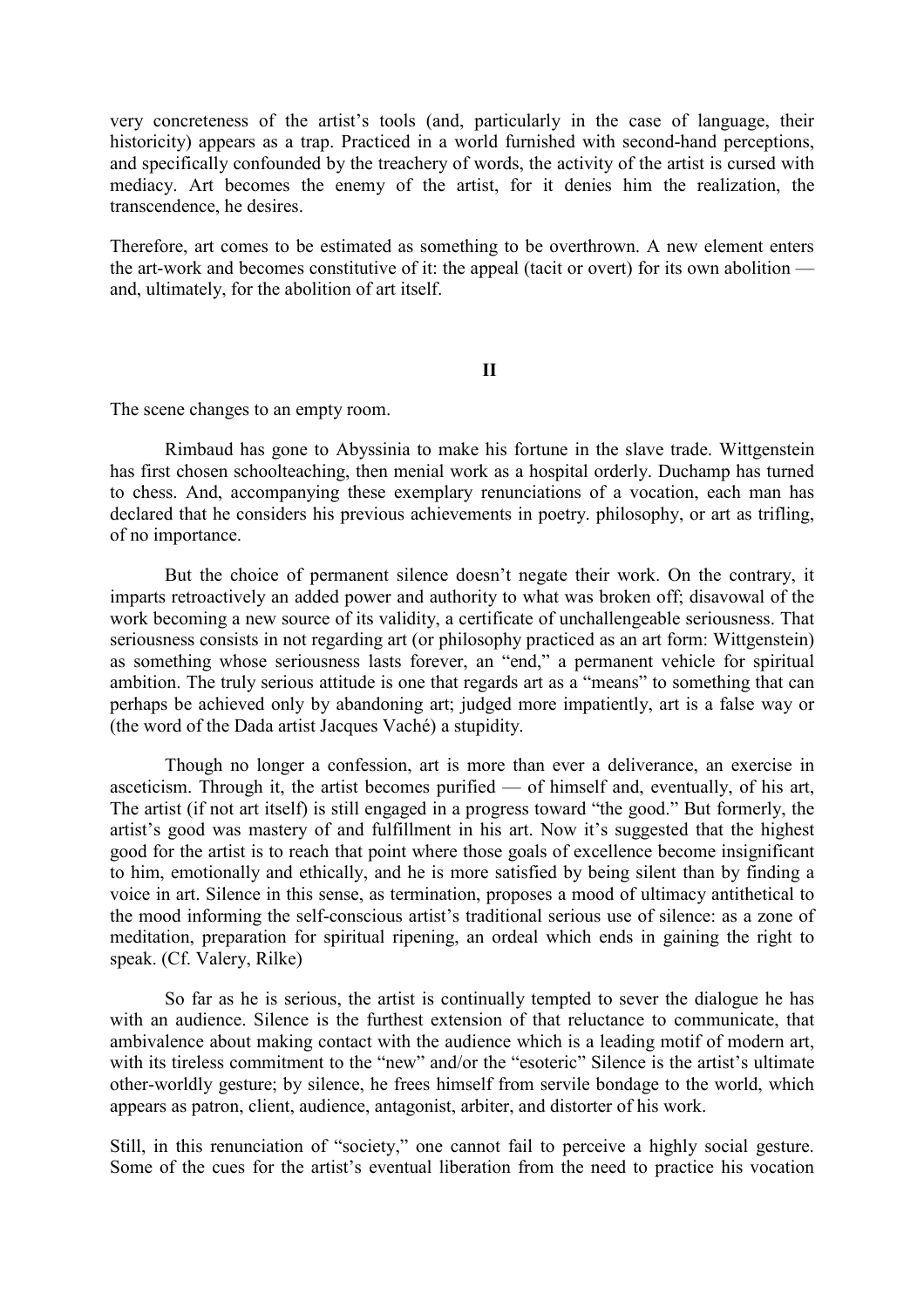very concreteness of the artist's tools (and, particularly in the case of language, their historicity) appears as a trap. Practiced in a world furnished with second-hand perceptions, and specifically confounded by the treachery of words, the activity of the artist is cursed with mediacy. Art becomes the enemy of the artist, for it denies him the realization, the transcendence, he desires.

Therefore, art comes to be estimated as something to be overthrown. A new element enters the art-work and becomes constitutive of it: the appeal (tacit or overt) for its own abolition — and, ultimately, for the abolition of art itself.

## II

The scene changes to an empty room.

Rimbaud has gone to Abyssinia to make his fortune in the slave trade. Wittgenstein has first chosen schoolteaching, then menial work as a hospital orderly. Duchamp has turned to chess. And, accompanying these exemplary renunciations of a vocation, each man has declared that he considers his previous achievements in poetry. philosophy, or art as trifling, of no importance.

But the choice of permanent silence doesn't negate their work. On the contrary, it imparts retroactively an added power and authority to what was broken off; disavowal of the work becoming a new source of its validity, a certificate of unchallengeable seriousness. That seriousness consists in not regarding art (or philosophy practiced as an art form: Wittgenstein) as something whose seriousness lasts forever, an "end," a permanent vehicle for spiritual ambition. The truly serious attitude is one that regards art as a "means" to something that can perhaps be achieved only by abandoning art; judged more impatiently, art is a false way or (the word of the Dada artist Jacques Vaché) a stupidity.

Though no longer a confession, art is more than ever a deliverance, an exercise in asceticism. Through it, the artist becomes purified — of himself and, eventually, of his art, The artist (if not art itself) is still engaged in a progress toward "the good." But formerly, the artist's good was mastery of and fulfillment in his art. Now it's suggested that the highest good for the artist is to reach that point where those goals of excellence become insignificant to him, emotionally and ethically, and he is more satisfied by being silent than by finding a voice in art. Silence in this sense, as termination, proposes a mood of ultimacy antithetical to the mood informing the self-conscious artist's traditional serious use of silence: as a zone of meditation, preparation for spiritual ripening, an ordeal which ends in gaining the right to speak. (Cf. Valery, Rilke)

So far as he is serious, the artist is continually tempted to sever the dialogue he has with an audience. Silence is the furthest extension of that reluctance to communicate, that ambivalence about making contact with the audience which is a leading motif of modern art, with its tireless commitment to the "new" and/or the "esoteric" Silence is the artist's ultimate other-worldly gesture; by silence, he frees himself from servile bondage to the world, which appears as patron, client, audience, antagonist, arbiter, and distorter of his work.

Still, in this renunciation of "society," one cannot fail to perceive a highly social gesture. Some of the cues for the artist's eventual liberation from the need to practice his vocation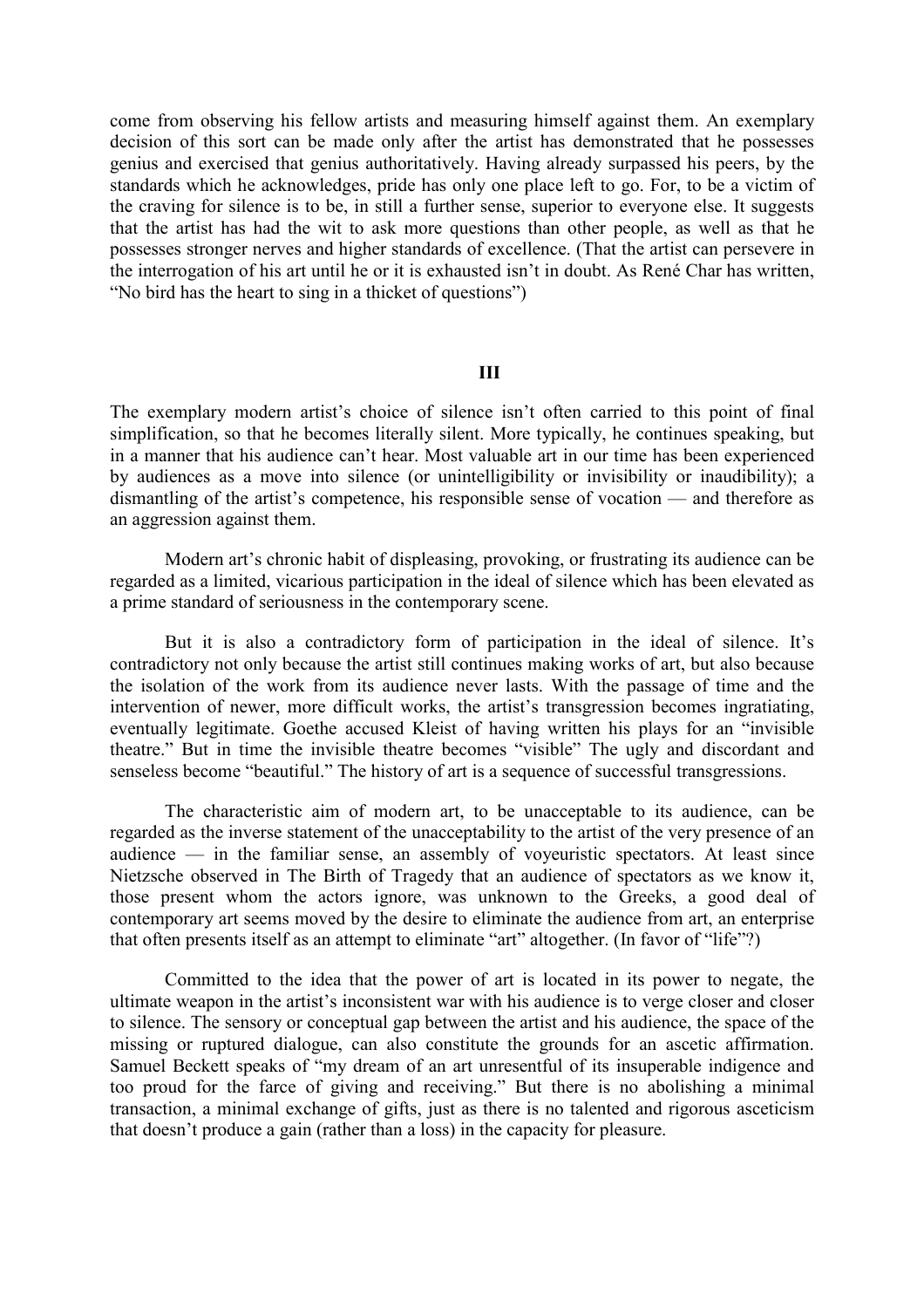come from observing his fellow artists and measuring himself against them. An exemplary decision of this sort can be made only after the artist has demonstrated that he possesses genius and exercised that genius authoritatively. Having already surpassed his peers, by the standards which he acknowledges, pride has only one place left to go. For, to be a victim of the craving for silence is to be, in still a further sense, superior to everyone else. It suggests that the artist has had the wit to ask more questions than other people, as well as that he possesses stronger nerves and higher standards of excellence. (That the artist can persevere in the interrogation of his art until he or it is exhausted isn't in doubt. As René Char has written, "No bird has the heart to sing in a thicket of questions")

## III

The exemplary modern artist's choice of silence isn't often carried to this point of final simplification, so that he becomes literally silent. More typically, he continues speaking, but in a manner that his audience can't hear. Most valuable art in our time has been experienced by audiences as a move into silence (or unintelligibility or invisibility or inaudibility); a dismantling of the artist's competence, his responsible sense of vocation — and therefore as an aggression against them.

Modern art's chronic habit of displeasing, provoking, or frustrating its audience can be regarded as a limited, vicarious participation in the ideal of silence which has been elevated as a prime standard of seriousness in the contemporary scene.

But it is also a contradictory form of participation in the ideal of silence. It's contradictory not only because the artist still continues making works of art, but also because the isolation of the work from its audience never lasts. With the passage of time and the intervention of newer, more difficult works, the artist's transgression becomes ingratiating, eventually legitimate. Goethe accused Kleist of having written his plays for an "invisible theatre." But in time the invisible theatre becomes "visible" The ugly and discordant and senseless become "beautiful." The history of art is a sequence of successful transgressions.

The characteristic aim of modern art, to be unacceptable to its audience, can be regarded as the inverse statement of the unacceptability to the artist of the very presence of an audience — in the familiar sense, an assembly of voyeuristic spectators. At least since Nietzsche observed in The Birth of Tragedy that an audience of spectators as we know it, those present whom the actors ignore, was unknown to the Greeks, a good deal of contemporary art seems moved by the desire to eliminate the audience from art, an enterprise that often presents itself as an attempt to eliminate "art" altogether. (In favor of "life"?)

Committed to the idea that the power of art is located in its power to negate, the ultimate weapon in the artist's inconsistent war with his audience is to verge closer and closer to silence. The sensory or conceptual gap between the artist and his audience, the space of the missing or ruptured dialogue, can also constitute the grounds for an ascetic affirmation. Samuel Beckett speaks of "my dream of an art unresentful of its insuperable indigence and too proud for the farce of giving and receiving." But there is no abolishing a minimal transaction, a minimal exchange of gifts, just as there is no talented and rigorous asceticism that doesn't produce a gain (rather than a loss) in the capacity for pleasure.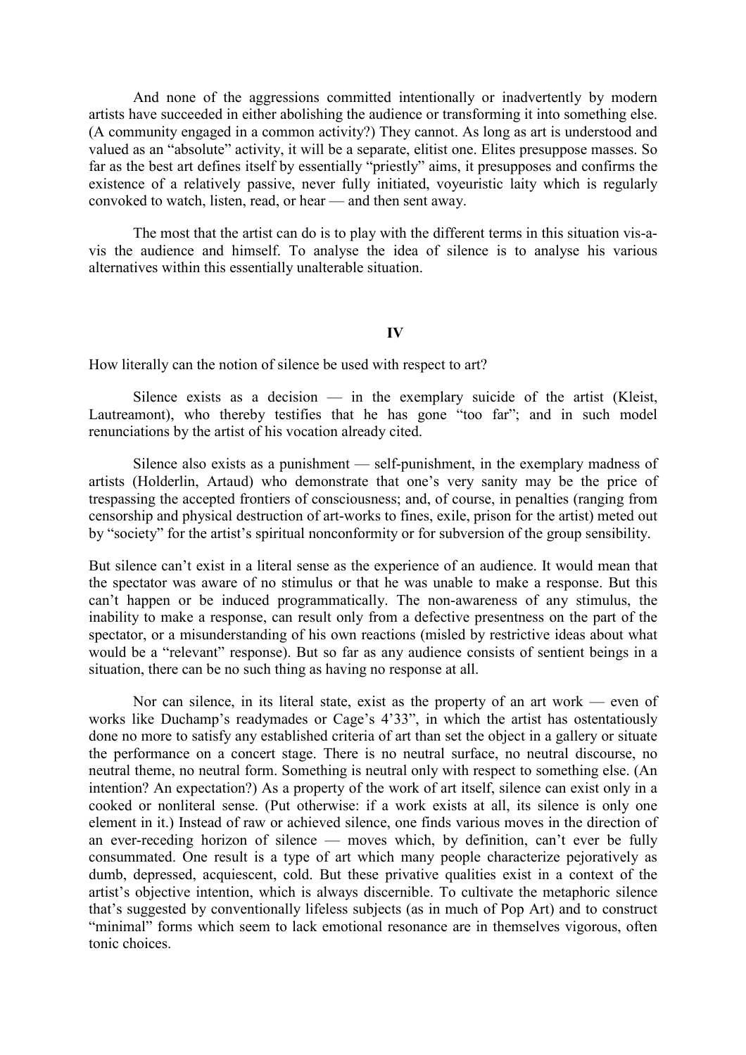And none of the aggressions committed intentionally or inadvertently by modern artists have succeeded in either abolishing the audience or transforming it into something else. (A community engaged in a common activity?) They cannot. As long as art is understood and valued as an "absolute" activity, it will be a separate, elitist one. Elites presuppose masses. So far as the best art defines itself by essentially "priestly" aims, it presupposes and confirms the existence of a relatively passive, never fully initiated, voyeuristic laity which is regularly convoked to watch, listen, read, or hear — and then sent away.

The most that the artist can do is to play with the different terms in this situation vis-a-vis the audience and himself. To analyse the idea of silence is to analyse his various alternatives within this essentially unalterable situation.

## IV

How literally can the notion of silence be used with respect to art?

Silence exists as a decision — in the exemplary suicide of the artist (Kleist, Lautreamont), who thereby testifies that he has gone "too far"; and in such model renunciations by the artist of his vocation already cited.

Silence also exists as a punishment — self-punishment, in the exemplary madness of artists (Holderlin, Artaud) who demonstrate that one's very sanity may be the price of trespassing the accepted frontiers of consciousness; and, of course, in penalties (ranging from censorship and physical destruction of art-works to fines, exile, prison for the artist) meted out by "society" for the artist's spiritual nonconformity or for subversion of the group sensibility.

But silence can't exist in a literal sense as the experience of an audience. It would mean that the spectator was aware of no stimulus or that he was unable to make a response. But this can't happen or be induced programmatically. The non-awareness of any stimulus, the inability to make a response, can result only from a defective presentness on the part of the spectator, or a misunderstanding of his own reactions (misled by restrictive ideas about what would be a "relevant" response). But so far as any audience consists of sentient beings in a situation, there can be no such thing as having no response at all.

Nor can silence, in its literal state, exist as the property of an art work — even of works like Duchamp's readymades or Cage's 4'33", in which the artist has ostentatiously done no more to satisfy any established criteria of art than set the object in a gallery or situate the performance on a concert stage. There is no neutral surface, no neutral discourse, no neutral theme, no neutral form. Something is neutral only with respect to something else. (An intention? An expectation?) As a property of the work of art itself, silence can exist only in a cooked or nonliteral sense. (Put otherwise: if a work exists at all, its silence is only one element in it.) Instead of raw or achieved silence, one finds various moves in the direction of an ever-receding horizon of silence — moves which, by definition, can't ever be fully consummated. One result is a type of art which many people characterize pejoratively as dumb, depressed, acquiescent, cold. But these privative qualities exist in a context of the artist's objective intention, which is always discernible. To cultivate the metaphoric silence that's suggested by conventionally lifeless subjects (as in much of Pop Art) and to construct "minimal" forms which seem to lack emotional resonance are in themselves vigorous, often tonic choices.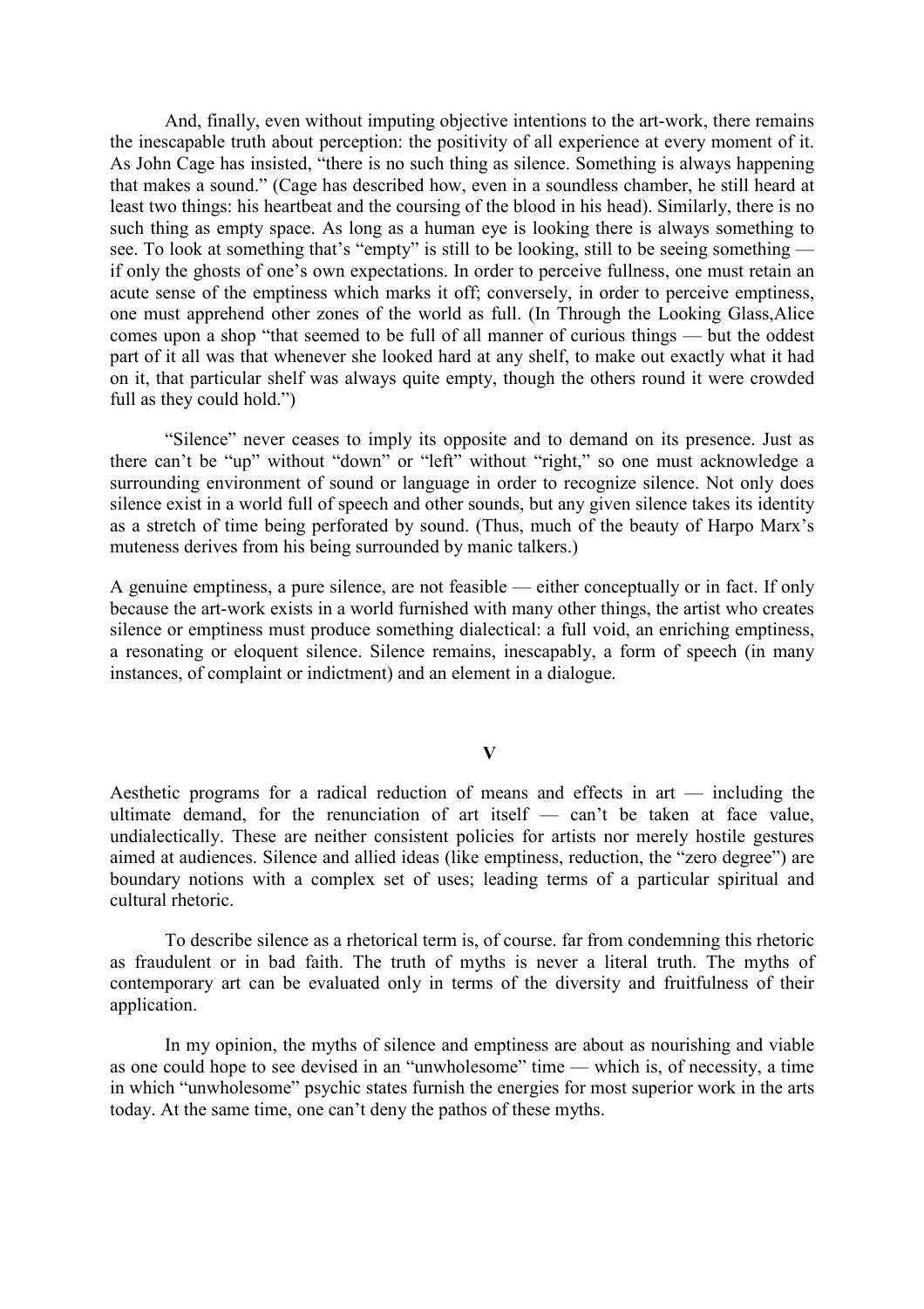And, finally, even without imputing objective intentions to the art-work, there remains the inescapable truth about perception: the positivity of all experience at every moment of it. As John Cage has insisted, "there is no such thing as silence. Something is always happening that makes a sound." (Cage has described how, even in a soundless chamber, he still heard at least two things: his heartbeat and the coursing of the blood in his head). Similarly, there is no such thing as empty space. As long as a human eye is looking there is always something to see. To look at something that's "empty" is still to be looking, still to be seeing something — if only the ghosts of one's own expectations. In order to perceive fullness, one must retain an acute sense of the emptiness which marks it off; conversely, in order to perceive emptiness, one must apprehend other zones of the world as full. (In Through the Looking Glass,Alice comes upon a shop "that seemed to be full of all manner of curious things — but the oddest part of it all was that whenever she looked hard at any shelf, to make out exactly what it had on it, that particular shelf was always quite empty, though the others round it were crowded full as they could hold.")

"Silence" never ceases to imply its opposite and to demand on its presence. Just as there can't be "up" without "down" or "left" without "right," so one must acknowledge a surrounding environment of sound or language in order to recognize silence. Not only does silence exist in a world full of speech and other sounds, but any given silence takes its identity as a stretch of time being perforated by sound. (Thus, much of the beauty of Harpo Marx's muteness derives from his being surrounded by manic talkers.)

A genuine emptiness, a pure silence, are not feasible — either conceptually or in fact. If only because the art-work exists in a world furnished with many other things, the artist who creates silence or emptiness must produce something dialectical: a full void, an enriching emptiness, a resonating or eloquent silence. Silence remains, inescapably, a form of speech (in many instances, of complaint or indictment) and an element in a dialogue.

## V

Aesthetic programs for a radical reduction of means and effects in art — including the ultimate demand, for the renunciation of art itself — can't be taken at face value, undialectically. These are neither consistent policies for artists nor merely hostile gestures aimed at audiences. Silence and allied ideas (like emptiness, reduction, the "zero degree") are boundary notions with a complex set of uses; leading terms of a particular spiritual and cultural rhetoric.

To describe silence as a rhetorical term is, of course. far from condemning this rhetoric as fraudulent or in bad faith. The truth of myths is never a literal truth. The myths of contemporary art can be evaluated only in terms of the diversity and fruitfulness of their application.

In my opinion, the myths of silence and emptiness are about as nourishing and viable as one could hope to see devised in an "unwholesome" time — which is, of necessity, a time in which "unwholesome" psychic states furnish the energies for most superior work in the arts today. At the same time, one can't deny the pathos of these myths.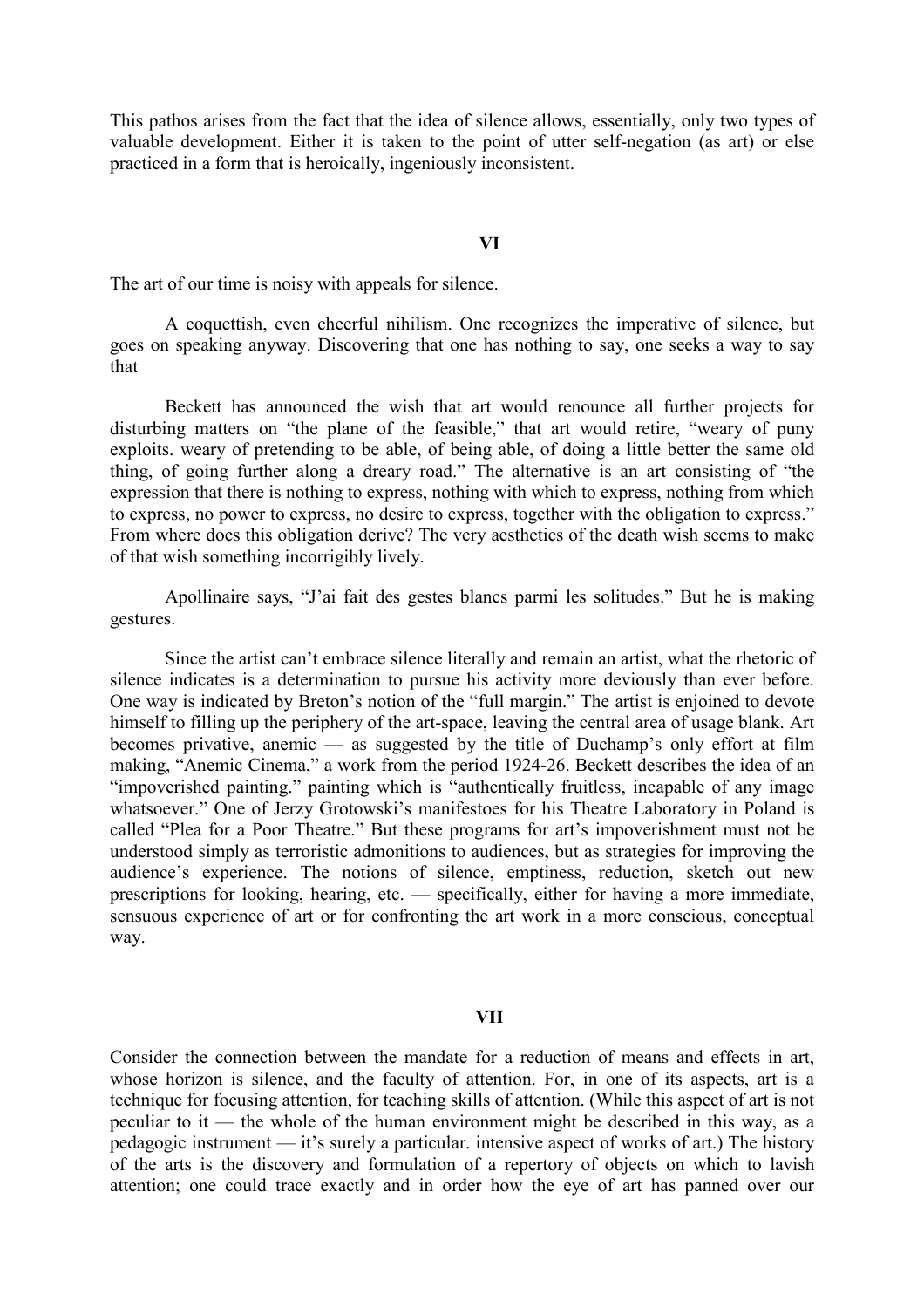This pathos arises from the fact that the idea of silence allows, essentially, only two types of valuable development. Either it is taken to the point of utter self-negation (as art) or else practiced in a form that is heroically, ingeniously inconsistent.

## VI

The art of our time is noisy with appeals for silence.

A coquettish, even cheerful nihilism. One recognizes the imperative of silence, but goes on speaking anyway. Discovering that one has nothing to say, one seeks a way to say that

Beckett has announced the wish that art would renounce all further projects for disturbing matters on "the plane of the feasible," that art would retire, "weary of puny exploits. weary of pretending to be able, of being able, of doing a little better the same old thing, of going further along a dreary road." The alternative is an art consisting of "the expression that there is nothing to express, nothing with which to express, nothing from which to express, no power to express, no desire to express, together with the obligation to express." From where does this obligation derive? The very aesthetics of the death wish seems to make of that wish something incorrigibly lively.

Apollinaire says, "J'ai fait des gestes blancs parmi les solitudes." But he is making gestures.

Since the artist can't embrace silence literally and remain an artist, what the rhetoric of silence indicates is a determination to pursue his activity more deviously than ever before. One way is indicated by Breton's notion of the "full margin." The artist is enjoined to devote himself to filling up the periphery of the art-space, leaving the central area of usage blank. Art becomes privative, anemic — as suggested by the title of Duchamp's only effort at film making, "Anemic Cinema," a work from the period 1924-26. Beckett describes the idea of an "impoverished painting." painting which is "authentically fruitless, incapable of any image whatsoever." One of Jerzy Grotowski's manifestoes for his Theatre Laboratory in Poland is called "Plea for a Poor Theatre." But these programs for art's impoverishment must not be understood simply as terroristic admonitions to audiences, but as strategies for improving the audience's experience. The notions of silence, emptiness, reduction, sketch out new prescriptions for looking, hearing, etc. — specifically, either for having a more immediate, sensuous experience of art or for confronting the art work in a more conscious, conceptual way.

## VII

Consider the connection between the mandate for a reduction of means and effects in art, whose horizon is silence, and the faculty of attention. For, in one of its aspects, art is a technique for focusing attention, for teaching skills of attention. (While this aspect of art is not peculiar to it — the whole of the human environment might be described in this way, as a pedagogic instrument — it's surely a particular. intensive aspect of works of art.) The history of the arts is the discovery and formulation of a repertory of objects on which to lavish attention; one could trace exactly and in order how the eye of art has panned over our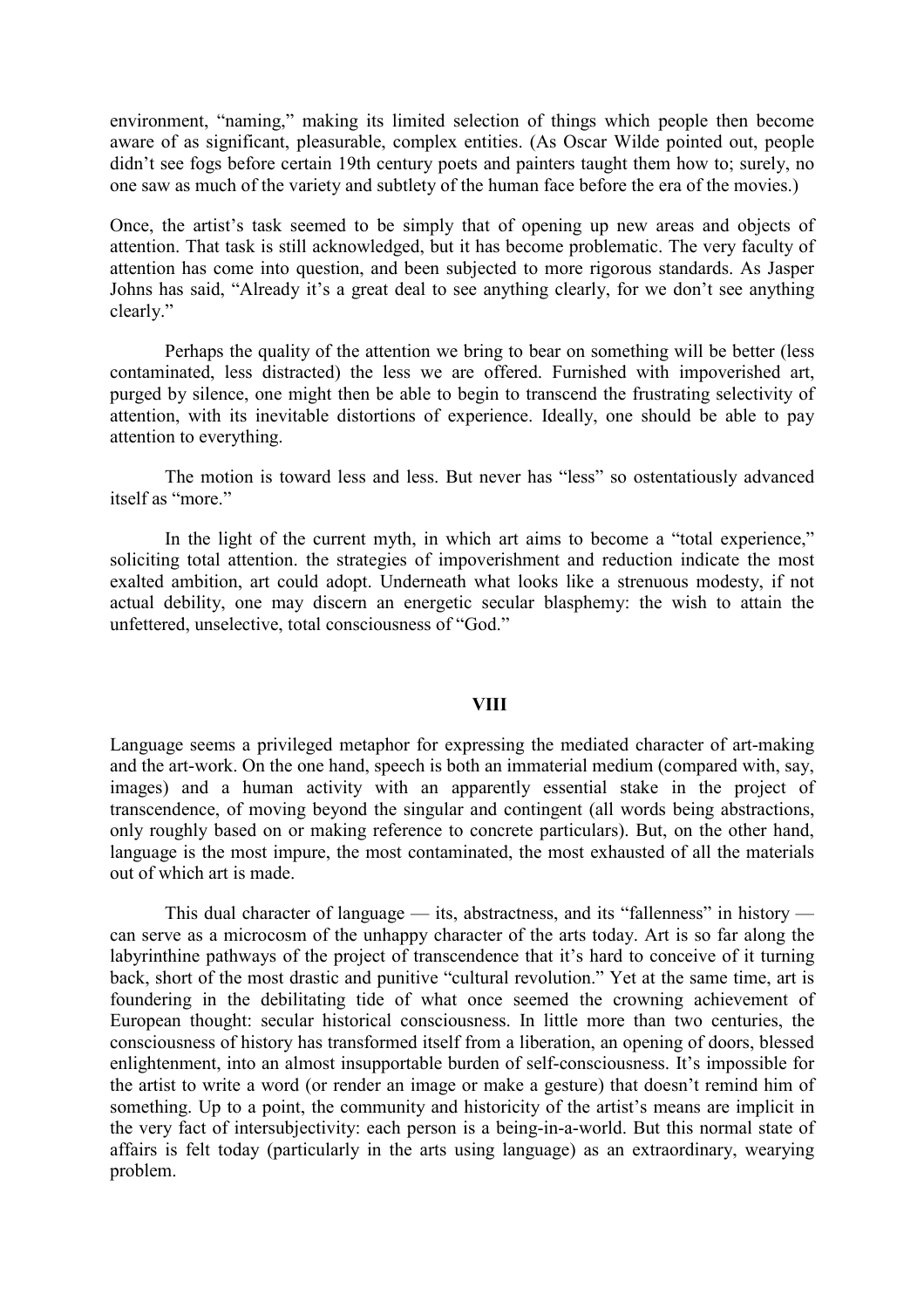environment, "naming," making its limited selection of things which people then become aware of as significant, pleasurable, complex entities. (As Oscar Wilde pointed out, people didn't see fogs before certain 19th century poets and painters taught them how to; surely, no one saw as much of the variety and subtlety of the human face before the era of the movies.)

Once, the artist's task seemed to be simply that of opening up new areas and objects of attention. That task is still acknowledged, but it has become problematic. The very faculty of attention has come into question, and been subjected to more rigorous standards. As Jasper Johns has said, "Already it's a great deal to see anything clearly, for we don't see anything clearly."

Perhaps the quality of the attention we bring to bear on something will be better (less contaminated, less distracted) the less we are offered. Furnished with impoverished art, purged by silence, one might then be able to begin to transcend the frustrating selectivity of attention, with its inevitable distortions of experience. Ideally, one should be able to pay attention to everything.

The motion is toward less and less. But never has "less" so ostentatiously advanced itself as "more."

In the light of the current myth, in which art aims to become a "total experience," soliciting total attention. the strategies of impoverishment and reduction indicate the most exalted ambition, art could adopt. Underneath what looks like a strenuous modesty, if not actual debility, one may discern an energetic secular blasphemy: the wish to attain the unfettered, unselective, total consciousness of "God."

## VIII

Language seems a privileged metaphor for expressing the mediated character of art-making and the art-work. On the one hand, speech is both an immaterial medium (compared with, say, images) and a human activity with an apparently essential stake in the project of transcendence, of moving beyond the singular and contingent (all words being abstractions, only roughly based on or making reference to concrete particulars). But, on the other hand, language is the most impure, the most contaminated, the most exhausted of all the materials out of which art is made.

This dual character of language — its, abstractness, and its "fallenness" in history — can serve as a microcosm of the unhappy character of the arts today. Art is so far along the labyrinthine pathways of the project of transcendence that it's hard to conceive of it turning back, short of the most drastic and punitive "cultural revolution." Yet at the same time, art is foundering in the debilitating tide of what once seemed the crowning achievement of European thought: secular historical consciousness. In little more than two centuries, the consciousness of history has transformed itself from a liberation, an opening of doors, blessed enlightenment, into an almost insupportable burden of self-consciousness. It's impossible for the artist to write a word (or render an image or make a gesture) that doesn't remind him of something. Up to a point, the community and historicity of the artist's means are implicit in the very fact of intersubjectivity: each person is a being-in-a-world. But this normal state of affairs is felt today (particularly in the arts using language) as an extraordinary, wearying problem.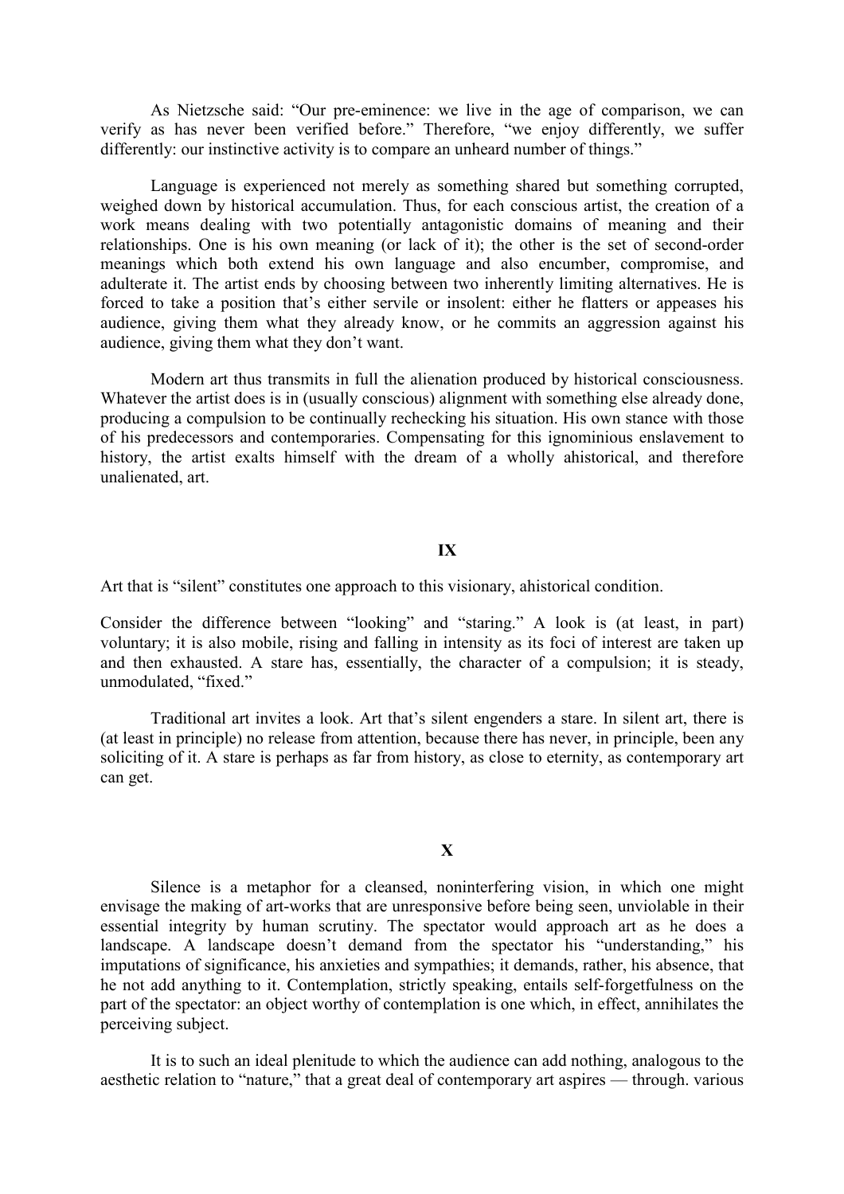As Nietzsche said: "Our pre-eminence: we live in the age of comparison, we can verify as has never been verified before." Therefore, "we enjoy differently, we suffer differently: our instinctive activity is to compare an unheard number of things."

Language is experienced not merely as something shared but something corrupted, weighed down by historical accumulation. Thus, for each conscious artist, the creation of a work means dealing with two potentially antagonistic domains of meaning and their relationships. One is his own meaning (or lack of it); the other is the set of second-order meanings which both extend his own language and also encumber, compromise, and adulterate it. The artist ends by choosing between two inherently limiting alternatives. He is forced to take a position that's either servile or insolent: either he flatters or appeases his audience, giving them what they already know, or he commits an aggression against his audience, giving them what they don't want.

Modern art thus transmits in full the alienation produced by historical consciousness. Whatever the artist does is in (usually conscious) alignment with something else already done, producing a compulsion to be continually rechecking his situation. His own stance with those of his predecessors and contemporaries. Compensating for this ignominious enslavement to history, the artist exalts himself with the dream of a wholly ahistorical, and therefore unalienated, art.

## IX

Art that is "silent" constitutes one approach to this visionary, ahistorical condition.

Consider the difference between "looking" and "staring." A look is (at least, in part) voluntary; it is also mobile, rising and falling in intensity as its foci of interest are taken up and then exhausted. A stare has, essentially, the character of a compulsion; it is steady, unmodulated, "fixed."

Traditional art invites a look. Art that's silent engenders a stare. In silent art, there is (at least in principle) no release from attention, because there has never, in principle, been any soliciting of it. A stare is perhaps as far from history, as close to eternity, as contemporary art can get.

## X

Silence is a metaphor for a cleansed, noninterfering vision, in which one might envisage the making of art-works that are unresponsive before being seen, unviolable in their essential integrity by human scrutiny. The spectator would approach art as he does a landscape. A landscape doesn't demand from the spectator his "understanding," his imputations of significance, his anxieties and sympathies; it demands, rather, his absence, that he not add anything to it. Contemplation, strictly speaking, entails self-forgetfulness on the part of the spectator: an object worthy of contemplation is one which, in effect, annihilates the perceiving subject.

It is to such an ideal plenitude to which the audience can add nothing, analogous to the aesthetic relation to "nature," that a great deal of contemporary art aspires — through. various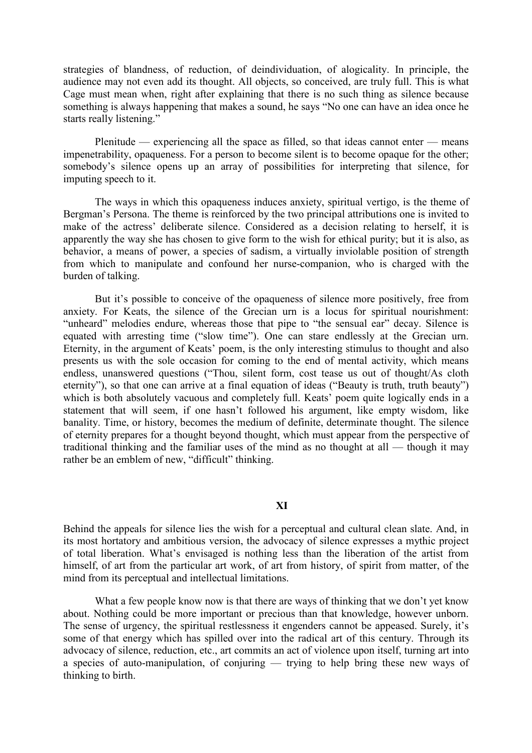strategies of blandness, of reduction, of deindividuation, of alogicality. In principle, the audience may not even add its thought. All objects, so conceived, are truly full. This is what Cage must mean when, right after explaining that there is no such thing as silence because something is always happening that makes a sound, he says "No one can have an idea once he starts really listening."

Plenitude — experiencing all the space as filled, so that ideas cannot enter — means impenetrability, opaqueness. For a person to become silent is to become opaque for the other; somebody's silence opens up an array of possibilities for interpreting that silence, for imputing speech to it.

The ways in which this opaqueness induces anxiety, spiritual vertigo, is the theme of Bergman's Persona. The theme is reinforced by the two principal attributions one is invited to make of the actress' deliberate silence. Considered as a decision relating to herself, it is apparently the way she has chosen to give form to the wish for ethical purity; but it is also, as behavior, a means of power, a species of sadism, a virtually inviolable position of strength from which to manipulate and confound her nurse-companion, who is charged with the burden of talking.

But it's possible to conceive of the opaqueness of silence more positively, free from anxiety. For Keats, the silence of the Grecian urn is a locus for spiritual nourishment: "unheard" melodies endure, whereas those that pipe to "the sensual ear" decay. Silence is equated with arresting time ("slow time"). One can stare endlessly at the Grecian urn. Eternity, in the argument of Keats' poem, is the only interesting stimulus to thought and also presents us with the sole occasion for coming to the end of mental activity, which means endless, unanswered questions ("Thou, silent form, cost tease us out of thought/As cloth eternity"), so that one can arrive at a final equation of ideas ("Beauty is truth, truth beauty") which is both absolutely vacuous and completely full. Keats' poem quite logically ends in a statement that will seem, if one hasn't followed his argument, like empty wisdom, like banality. Time, or history, becomes the medium of definite, determinate thought. The silence of eternity prepares for a thought beyond thought, which must appear from the perspective of traditional thinking and the familiar uses of the mind as no thought at all — though it may rather be an emblem of new, "difficult" thinking.

## XI

Behind the appeals for silence lies the wish for a perceptual and cultural clean slate. And, in its most hortatory and ambitious version, the advocacy of silence expresses a mythic project of total liberation. What's envisaged is nothing less than the liberation of the artist from himself, of art from the particular art work, of art from history, of spirit from matter, of the mind from its perceptual and intellectual limitations.

What a few people know now is that there are ways of thinking that we don't yet know about. Nothing could be more important or precious than that knowledge, however unborn. The sense of urgency, the spiritual restlessness it engenders cannot be appeased. Surely, it's some of that energy which has spilled over into the radical art of this century. Through its advocacy of silence, reduction, etc., art commits an act of violence upon itself, turning art into a species of auto-manipulation, of conjuring — trying to help bring these new ways of thinking to birth.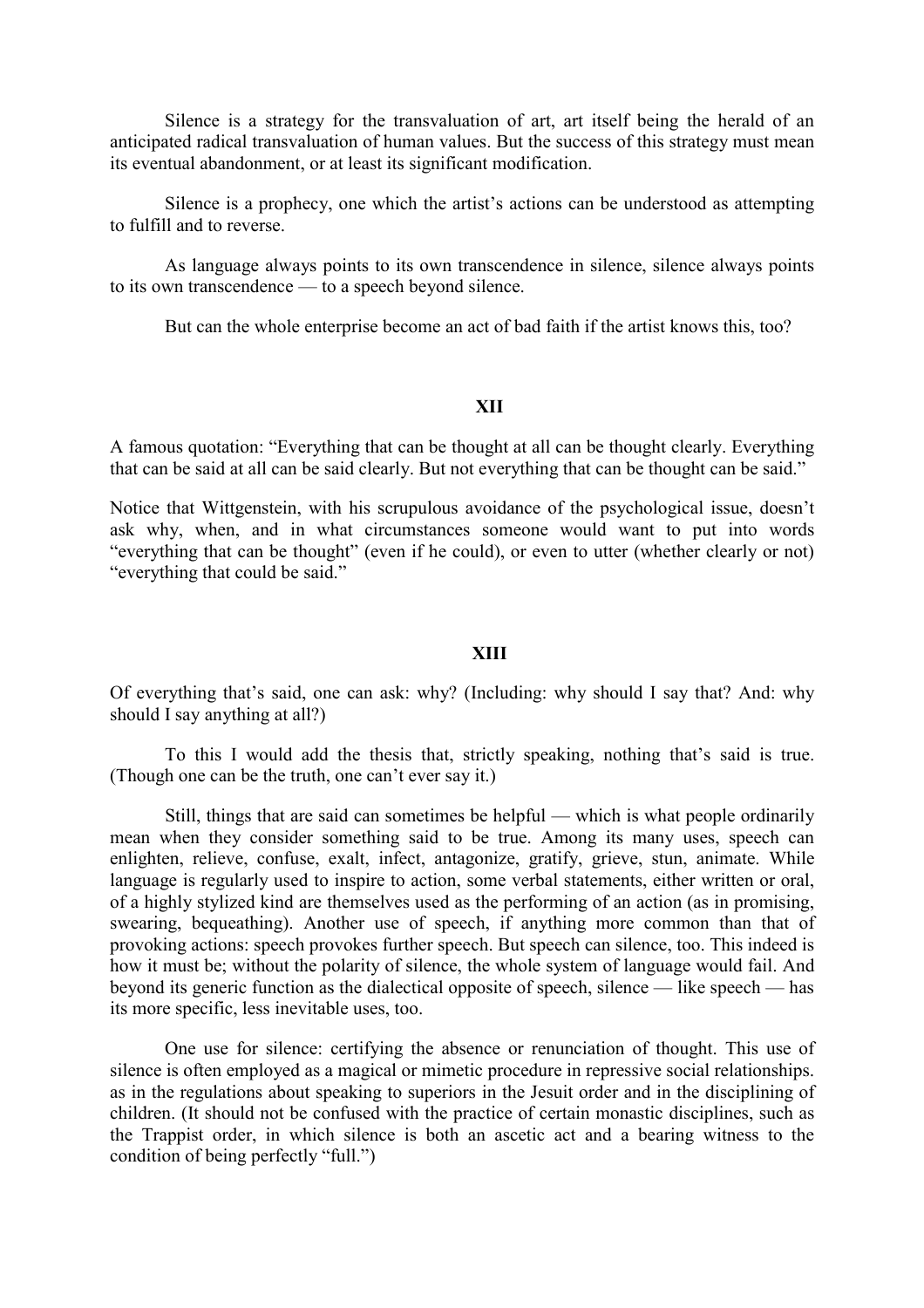Silence is a strategy for the transvaluation of art, art itself being the herald of an anticipated radical transvaluation of human values. But the success of this strategy must mean its eventual abandonment, or at least its significant modification.

Silence is a prophecy, one which the artist's actions can be understood as attempting to fulfill and to reverse.

As language always points to its own transcendence in silence, silence always points to its own transcendence — to a speech beyond silence.

But can the whole enterprise become an act of bad faith if the artist knows this, too?

## XII

A famous quotation: "Everything that can be thought at all can be thought clearly. Everything that can be said at all can be said clearly. But not everything that can be thought can be said."

Notice that Wittgenstein, with his scrupulous avoidance of the psychological issue, doesn't ask why, when, and in what circumstances someone would want to put into words "everything that can be thought" (even if he could), or even to utter (whether clearly or not) "everything that could be said."

## XIII

Of everything that's said, one can ask: why? (Including: why should I say that? And: why should I say anything at all?)

To this I would add the thesis that, strictly speaking, nothing that's said is true. (Though one can be the truth, one can't ever say it.)

Still, things that are said can sometimes be helpful — which is what people ordinarily mean when they consider something said to be true. Among its many uses, speech can enlighten, relieve, confuse, exalt, infect, antagonize, gratify, grieve, stun, animate. While language is regularly used to inspire to action, some verbal statements, either written or oral, of a highly stylized kind are themselves used as the performing of an action (as in promising, swearing, bequeathing). Another use of speech, if anything more common than that of provoking actions: speech provokes further speech. But speech can silence, too. This indeed is how it must be; without the polarity of silence, the whole system of language would fail. And beyond its generic function as the dialectical opposite of speech, silence — like speech — has its more specific, less inevitable uses, too.

One use for silence: certifying the absence or renunciation of thought. This use of silence is often employed as a magical or mimetic procedure in repressive social relationships. as in the regulations about speaking to superiors in the Jesuit order and in the disciplining of children. (It should not be confused with the practice of certain monastic disciplines, such as the Trappist order, in which silence is both an ascetic act and a bearing witness to the condition of being perfectly "full.")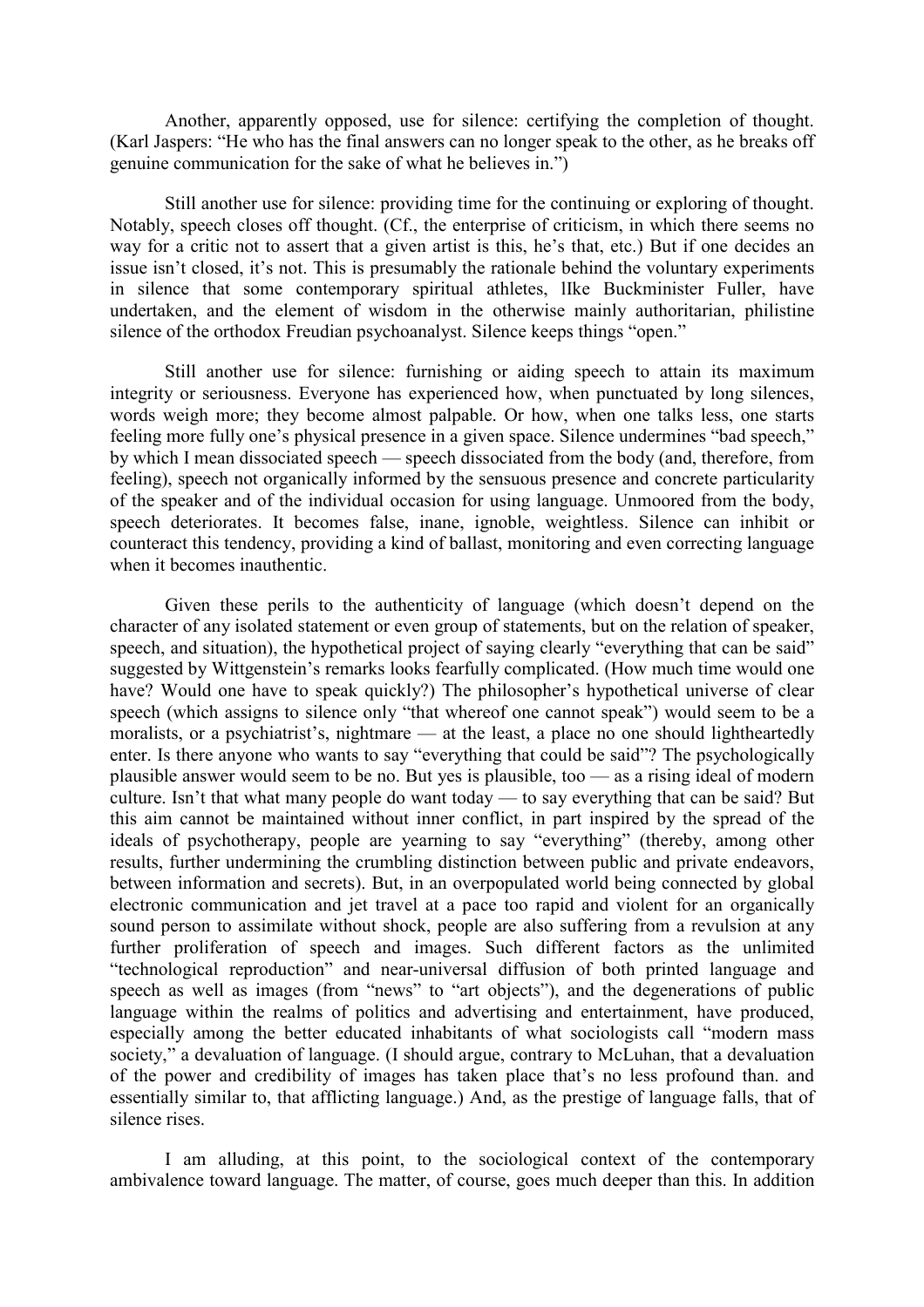Another, apparently opposed, use for silence: certifying the completion of thought. (Karl Jaspers: "He who has the final answers can no longer speak to the other, as he breaks off genuine communication for the sake of what he believes in.")

Still another use for silence: providing time for the continuing or exploring of thought. Notably, speech closes off thought. (Cf., the enterprise of criticism, in which there seems no way for a critic not to assert that a given artist is this, he's that, etc.) But if one decides an issue isn't closed, it's not. This is presumably the rationale behind the voluntary experiments in silence that some contemporary spiritual athletes, lIke Buckminister Fuller, have undertaken, and the element of wisdom in the otherwise mainly authoritarian, philistine silence of the orthodox Freudian psychoanalyst. Silence keeps things "open."

Still another use for silence: furnishing or aiding speech to attain its maximum integrity or seriousness. Everyone has experienced how, when punctuated by long silences, words weigh more; they become almost palpable. Or how, when one talks less, one starts feeling more fully one's physical presence in a given space. Silence undermines "bad speech," by which I mean dissociated speech — speech dissociated from the body (and, therefore, from feeling), speech not organically informed by the sensuous presence and concrete particularity of the speaker and of the individual occasion for using language. Unmoored from the body, speech deteriorates. It becomes false, inane, ignoble, weightless. Silence can inhibit or counteract this tendency, providing a kind of ballast, monitoring and even correcting language when it becomes inauthentic.

Given these perils to the authenticity of language (which doesn't depend on the character of any isolated statement or even group of statements, but on the relation of speaker, speech, and situation), the hypothetical project of saying clearly "everything that can be said" suggested by Wittgenstein's remarks looks fearfully complicated. (How much time would one have? Would one have to speak quickly?) The philosopher's hypothetical universe of clear speech (which assigns to silence only "that whereof one cannot speak") would seem to be a moralists, or a psychiatrist's, nightmare — at the least, a place no one should lightheartedly enter. Is there anyone who wants to say "everything that could be said"? The psychologically plausible answer would seem to be no. But yes is plausible, too — as a rising ideal of modern culture. Isn't that what many people do want today — to say everything that can be said? But this aim cannot be maintained without inner conflict, in part inspired by the spread of the ideals of psychotherapy, people are yearning to say "everything" (thereby, among other results, further undermining the crumbling distinction between public and private endeavors, between information and secrets). But, in an overpopulated world being connected by global electronic communication and jet travel at a pace too rapid and violent for an organically sound person to assimilate without shock, people are also suffering from a revulsion at any further proliferation of speech and images. Such different factors as the unlimited "technological reproduction" and near-universal diffusion of both printed language and speech as well as images (from "news" to "art objects"), and the degenerations of public language within the realms of politics and advertising and entertainment, have produced, especially among the better educated inhabitants of what sociologists call "modern mass society," a devaluation of language. (I should argue, contrary to McLuhan, that a devaluation of the power and credibility of images has taken place that's no less profound than. and essentially similar to, that afflicting language.) And, as the prestige of language falls, that of silence rises.

I am alluding, at this point, to the sociological context of the contemporary ambivalence toward language. The matter, of course, goes much deeper than this. In addition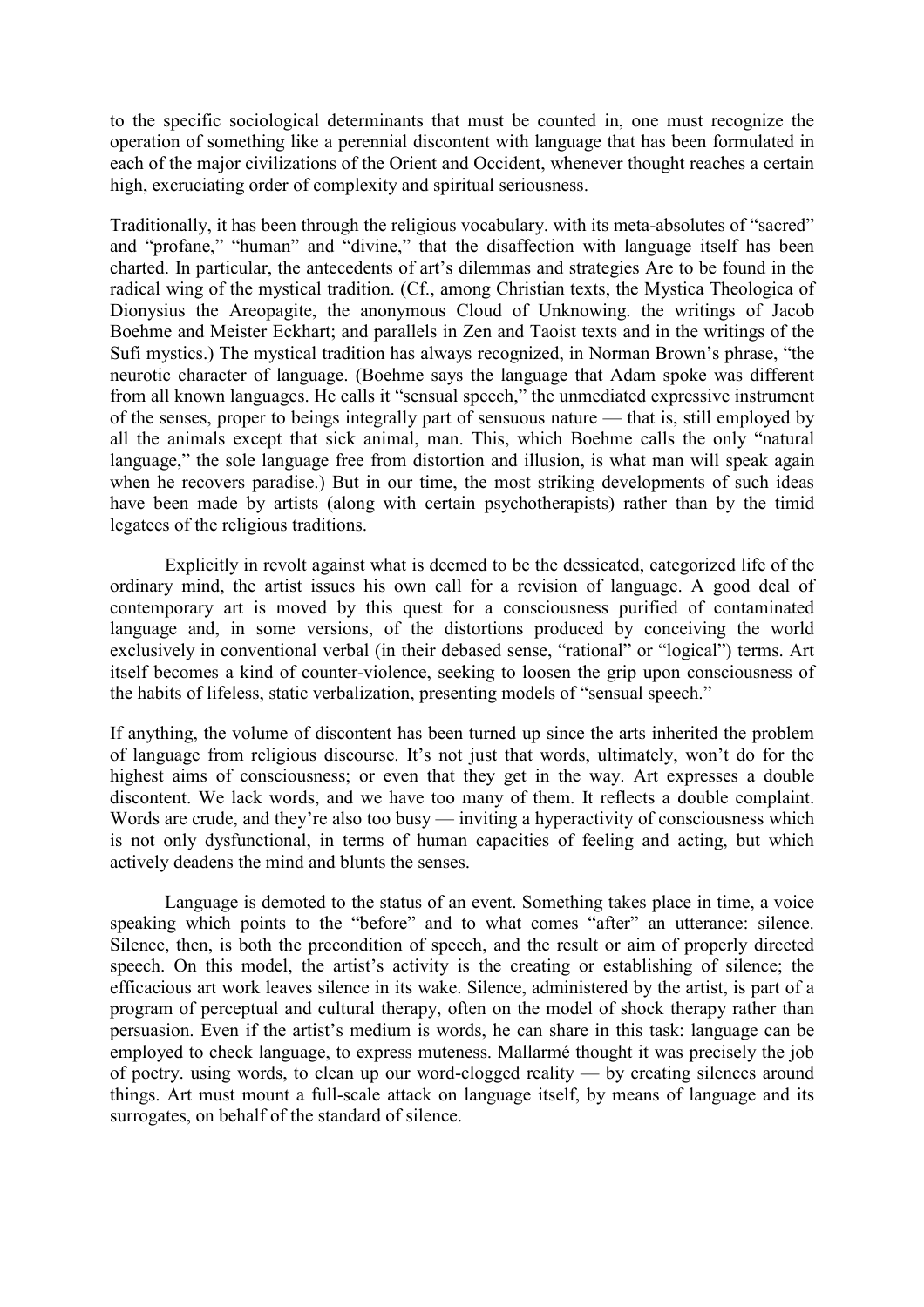to the specific sociological determinants that must be counted in, one must recognize the operation of something like a perennial discontent with language that has been formulated in each of the major civilizations of the Orient and Occident, whenever thought reaches a certain high, excruciating order of complexity and spiritual seriousness.

Traditionally, it has been through the religious vocabulary. with its meta-absolutes of "sacred" and "profane," "human" and "divine," that the disaffection with language itself has been charted. In particular, the antecedents of art's dilemmas and strategies Are to be found in the radical wing of the mystical tradition. (Cf., among Christian texts, the Mystica Theologica of Dionysius the Areopagite, the anonymous Cloud of Unknowing. the writings of Jacob Boehme and Meister Eckhart; and parallels in Zen and Taoist texts and in the writings of the Sufi mystics.) The mystical tradition has always recognized, in Norman Brown's phrase, "the neurotic character of language. (Boehme says the language that Adam spoke was different from all known languages. He calls it "sensual speech," the unmediated expressive instrument of the senses, proper to beings integrally part of sensuous nature — that is, still employed by all the animals except that sick animal, man. This, which Boehme calls the only "natural language," the sole language free from distortion and illusion, is what man will speak again when he recovers paradise.) But in our time, the most striking developments of such ideas have been made by artists (along with certain psychotherapists) rather than by the timid legatees of the religious traditions.

Explicitly in revolt against what is deemed to be the dessicated, categorized life of the ordinary mind, the artist issues his own call for a revision of language. A good deal of contemporary art is moved by this quest for a consciousness purified of contaminated language and, in some versions, of the distortions produced by conceiving the world exclusively in conventional verbal (in their debased sense, "rational" or "logical") terms. Art itself becomes a kind of counter-violence, seeking to loosen the grip upon consciousness of the habits of lifeless, static verbalization, presenting models of "sensual speech."

If anything, the volume of discontent has been turned up since the arts inherited the problem of language from religious discourse. It's not just that words, ultimately, won't do for the highest aims of consciousness; or even that they get in the way. Art expresses a double discontent. We lack words, and we have too many of them. It reflects a double complaint. Words are crude, and they're also too busy — inviting a hyperactivity of consciousness which is not only dysfunctional, in terms of human capacities of feeling and acting, but which actively deadens the mind and blunts the senses.

Language is demoted to the status of an event. Something takes place in time, a voice speaking which points to the "before" and to what comes "after" an utterance: silence. Silence, then, is both the precondition of speech, and the result or aim of properly directed speech. On this model, the artist's activity is the creating or establishing of silence; the efficacious art work leaves silence in its wake. Silence, administered by the artist, is part of a program of perceptual and cultural therapy, often on the model of shock therapy rather than persuasion. Even if the artist's medium is words, he can share in this task: language can be employed to check language, to express muteness. Mallarmé thought it was precisely the job of poetry. using words, to clean up our word-clogged reality — by creating silences around things. Art must mount a full-scale attack on language itself, by means of language and its surrogates, on behalf of the standard of silence.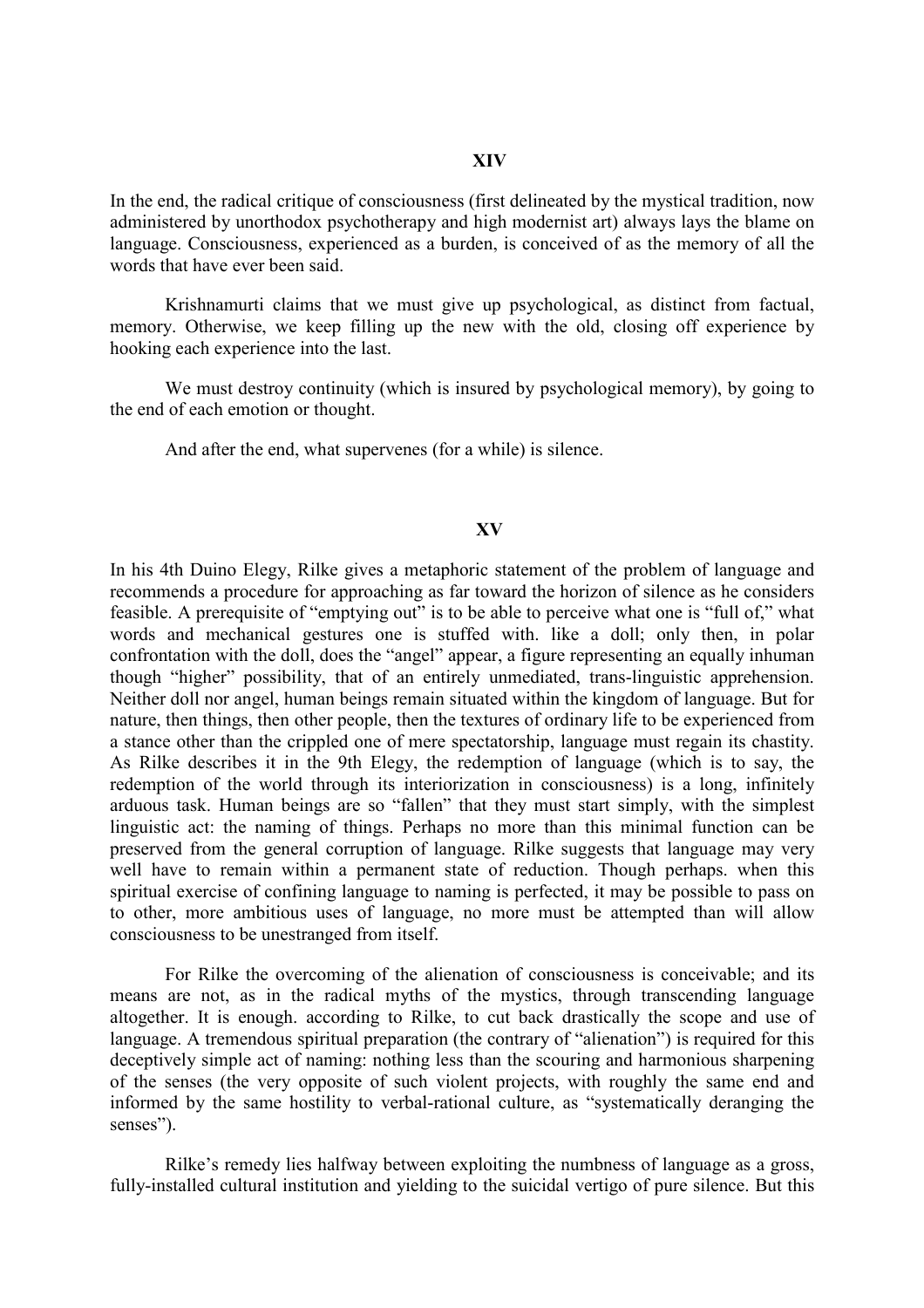## XIV

In the end, the radical critique of consciousness (first delineated by the mystical tradition, now administered by unorthodox psychotherapy and high modernist art) always lays the blame on language. Consciousness, experienced as a burden, is conceived of as the memory of all the words that have ever been said.

Krishnamurti claims that we must give up psychological, as distinct from factual, memory. Otherwise, we keep filling up the new with the old, closing off experience by hooking each experience into the last.

We must destroy continuity (which is insured by psychological memory), by going to the end of each emotion or thought.

And after the end, what supervenes (for a while) is silence.

## XV

In his 4th Duino Elegy, Rilke gives a metaphoric statement of the problem of language and recommends a procedure for approaching as far toward the horizon of silence as he considers feasible. A prerequisite of "emptying out" is to be able to perceive what one is "full of," what words and mechanical gestures one is stuffed with. like a doll; only then, in polar confrontation with the doll, does the "angel" appear, a figure representing an equally inhuman though "higher" possibility, that of an entirely unmediated, trans-linguistic apprehension. Neither doll nor angel, human beings remain situated within the kingdom of language. But for nature, then things, then other people, then the textures of ordinary life to be experienced from a stance other than the crippled one of mere spectatorship, language must regain its chastity. As Rilke describes it in the 9th Elegy, the redemption of language (which is to say, the redemption of the world through its interiorization in consciousness) is a long, infinitely arduous task. Human beings are so "fallen" that they must start simply, with the simplest linguistic act: the naming of things. Perhaps no more than this minimal function can be preserved from the general corruption of language. Rilke suggests that language may very well have to remain within a permanent state of reduction. Though perhaps. when this spiritual exercise of confining language to naming is perfected, it may be possible to pass on to other, more ambitious uses of language, no more must be attempted than will allow consciousness to be unestranged from itself.

For Rilke the overcoming of the alienation of consciousness is conceivable; and its means are not, as in the radical myths of the mystics, through transcending language altogether. It is enough. according to Rilke, to cut back drastically the scope and use of language. A tremendous spiritual preparation (the contrary of "alienation") is required for this deceptively simple act of naming: nothing less than the scouring and harmonious sharpening of the senses (the very opposite of such violent projects, with roughly the same end and informed by the same hostility to verbal-rational culture, as "systematically deranging the senses").

Rilke's remedy lies halfway between exploiting the numbness of language as a gross, fully-installed cultural institution and yielding to the suicidal vertigo of pure silence. But this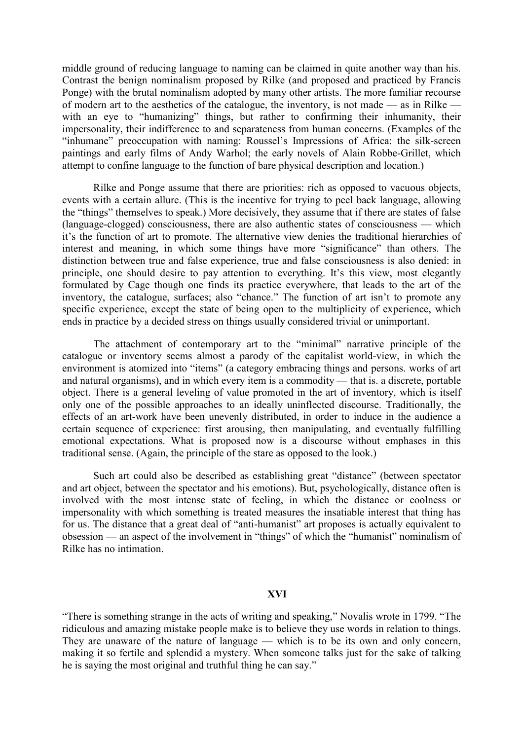middle ground of reducing language to naming can be claimed in quite another way than his. Contrast the benign nominalism proposed by Rilke (and proposed and practiced by Francis Ponge) with the brutal nominalism adopted by many other artists. The more familiar recourse of modern art to the aesthetics of the catalogue, the inventory, is not made — as in Rilke — with an eye to "humanizing" things, but rather to confirming their inhumanity, their impersonality, their indifference to and separateness from human concerns. (Examples of the "inhumane" preoccupation with naming: Roussel's Impressions of Africa: the silk-screen paintings and early films of Andy Warhol; the early novels of Alain Robbe-Grillet, which attempt to confine language to the function of bare physical description and location.)

Rilke and Ponge assume that there are priorities: rich as opposed to vacuous objects, events with a certain allure. (This is the incentive for trying to peel back language, allowing the "things" themselves to speak.) More decisively, they assume that if there are states of false (language-clogged) consciousness, there are also authentic states of consciousness — which it's the function of art to promote. The alternative view denies the traditional hierarchies of interest and meaning, in which some things have more "significance" than others. The distinction between true and false experience, true and false consciousness is also denied: in principle, one should desire to pay attention to everything. It's this view, most elegantly formulated by Cage though one finds its practice everywhere, that leads to the art of the inventory, the catalogue, surfaces; also "chance." The function of art isn't to promote any specific experience, except the state of being open to the multiplicity of experience, which ends in practice by a decided stress on things usually considered trivial or unimportant.

The attachment of contemporary art to the "minimal" narrative principle of the catalogue or inventory seems almost a parody of the capitalist world-view, in which the environment is atomized into "items" (a category embracing things and persons. works of art and natural organisms), and in which every item is a commodity — that is. a discrete, portable object. There is a general leveling of value promoted in the art of inventory, which is itself only one of the possible approaches to an ideally uninflected discourse. Traditionally, the effects of an art-work have been unevenly distributed, in order to induce in the audience a certain sequence of experience: first arousing, then manipulating, and eventually fulfilling emotional expectations. What is proposed now is a discourse without emphases in this traditional sense. (Again, the principle of the stare as opposed to the look.)

Such art could also be described as establishing great "distance" (between spectator and art object, between the spectator and his emotions). But, psychologically, distance often is involved with the most intense state of feeling, in which the distance or coolness or impersonality with which something is treated measures the insatiable interest that thing has for us. The distance that a great deal of "anti-humanist" art proposes is actually equivalent to obsession — an aspect of the involvement in "things" of which the "humanist" nominalism of Rilke has no intimation.

## XVI

"There is something strange in the acts of writing and speaking," Novalis wrote in 1799. "The ridiculous and amazing mistake people make is to believe they use words in relation to things. They are unaware of the nature of language — which is to be its own and only concern, making it so fertile and splendid a mystery. When someone talks just for the sake of talking he is saying the most original and truthful thing he can say."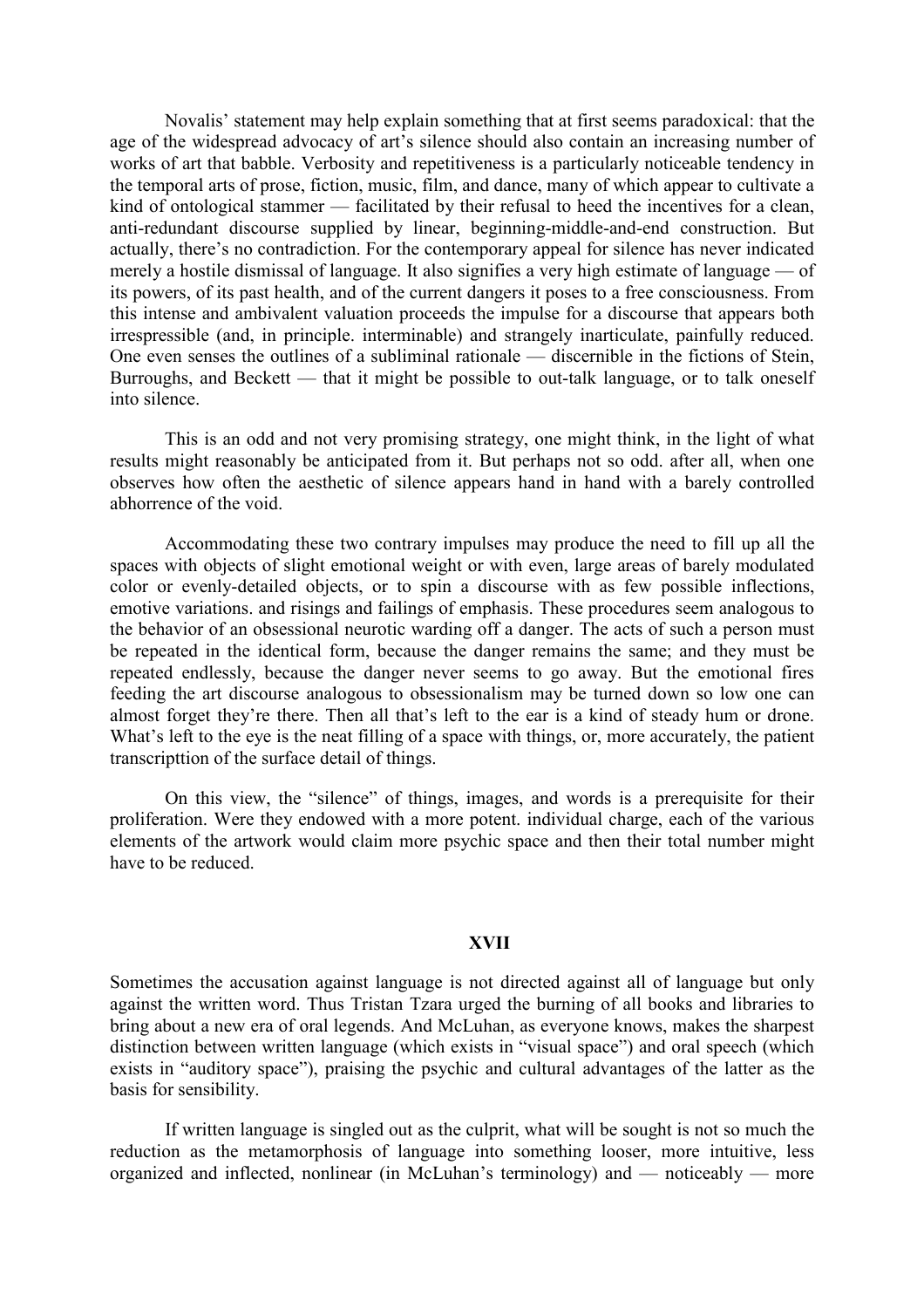Novalis' statement may help explain something that at first seems paradoxical: that the age of the widespread advocacy of art's silence should also contain an increasing number of works of art that babble. Verbosity and repetitiveness is a particularly noticeable tendency in the temporal arts of prose, fiction, music, film, and dance, many of which appear to cultivate a kind of ontological stammer — facilitated by their refusal to heed the incentives for a clean, anti-redundant discourse supplied by linear, beginning-middle-and-end construction. But actually, there's no contradiction. For the contemporary appeal for silence has never indicated merely a hostile dismissal of language. It also signifies a very high estimate of language — of its powers, of its past health, and of the current dangers it poses to a free consciousness. From this intense and ambivalent valuation proceeds the impulse for a discourse that appears both irrespressible (and, in principle. interminable) and strangely inarticulate, painfully reduced. One even senses the outlines of a subliminal rationale — discernible in the fictions of Stein, Burroughs, and Beckett — that it might be possible to out-talk language, or to talk oneself into silence.

This is an odd and not very promising strategy, one might think, in the light of what results might reasonably be anticipated from it. But perhaps not so odd. after all, when one observes how often the aesthetic of silence appears hand in hand with a barely controlled abhorrence of the void.

Accommodating these two contrary impulses may produce the need to fill up all the spaces with objects of slight emotional weight or with even, large areas of barely modulated color or evenly-detailed objects, or to spin a discourse with as few possible inflections, emotive variations. and risings and failings of emphasis. These procedures seem analogous to the behavior of an obsessional neurotic warding off a danger. The acts of such a person must be repeated in the identical form, because the danger remains the same; and they must be repeated endlessly, because the danger never seems to go away. But the emotional fires feeding the art discourse analogous to obsessionalism may be turned down so low one can almost forget they're there. Then all that's left to the ear is a kind of steady hum or drone. What's left to the eye is the neat filling of a space with things, or, more accurately, the patient transcripttion of the surface detail of things.

On this view, the "silence" of things, images, and words is a prerequisite for their proliferation. Were they endowed with a more potent. individual charge, each of the various elements of the artwork would claim more psychic space and then their total number might have to be reduced.

## XVII

Sometimes the accusation against language is not directed against all of language but only against the written word. Thus Tristan Tzara urged the burning of all books and libraries to bring about a new era of oral legends. And McLuhan, as everyone knows, makes the sharpest distinction between written language (which exists in "visual space") and oral speech (which exists in "auditory space"), praising the psychic and cultural advantages of the latter as the basis for sensibility.

If written language is singled out as the culprit, what will be sought is not so much the reduction as the metamorphosis of language into something looser, more intuitive, less organized and inflected, nonlinear (in McLuhan's terminology) and — noticeably — more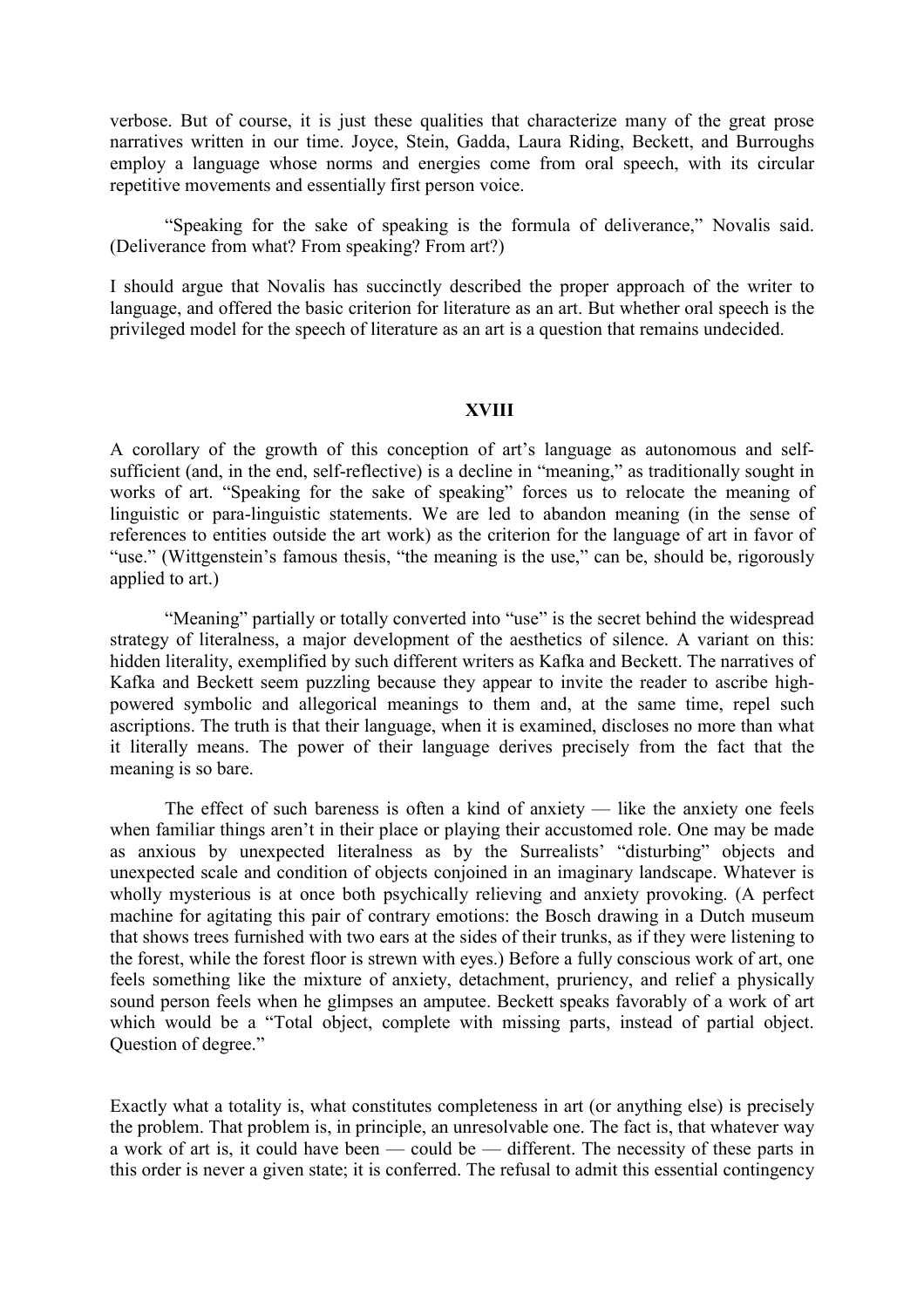verbose. But of course, it is just these qualities that characterize many of the great prose narratives written in our time. Joyce, Stein, Gadda, Laura Riding, Beckett, and Burroughs employ a language whose norms and energies come from oral speech, with its circular repetitive movements and essentially first person voice.

"Speaking for the sake of speaking is the formula of deliverance," Novalis said. (Deliverance from what? From speaking? From art?)

I should argue that Novalis has succinctly described the proper approach of the writer to language, and offered the basic criterion for literature as an art. But whether oral speech is the privileged model for the speech of literature as an art is a question that remains undecided.

## XVIII

A corollary of the growth of this conception of art's language as autonomous and self-sufficient (and, in the end, self-reflective) is a decline in "meaning," as traditionally sought in works of art. "Speaking for the sake of speaking" forces us to relocate the meaning of linguistic or para-linguistic statements. We are led to abandon meaning (in the sense of references to entities outside the art work) as the criterion for the language of art in favor of "use." (Wittgenstein's famous thesis, "the meaning is the use," can be, should be, rigorously applied to art.)

"Meaning" partially or totally converted into "use" is the secret behind the widespread strategy of literalness, a major development of the aesthetics of silence. A variant on this: hidden literality, exemplified by such different writers as Kafka and Beckett. The narratives of Kafka and Beckett seem puzzling because they appear to invite the reader to ascribe high-powered symbolic and allegorical meanings to them and, at the same time, repel such ascriptions. The truth is that their language, when it is examined, discloses no more than what it literally means. The power of their language derives precisely from the fact that the meaning is so bare.

The effect of such bareness is often a kind of anxiety — like the anxiety one feels when familiar things aren't in their place or playing their accustomed role. One may be made as anxious by unexpected literalness as by the Surrealists' "disturbing" objects and unexpected scale and condition of objects conjoined in an imaginary landscape. Whatever is wholly mysterious is at once both psychically relieving and anxiety provoking. (A perfect machine for agitating this pair of contrary emotions: the Bosch drawing in a Dutch museum that shows trees furnished with two ears at the sides of their trunks, as if they were listening to the forest, while the forest floor is strewn with eyes.) Before a fully conscious work of art, one feels something like the mixture of anxiety, detachment, pruriency, and relief a physically sound person feels when he glimpses an amputee. Beckett speaks favorably of a work of art which would be a "Total object, complete with missing parts, instead of partial object. Question of degree."

Exactly what a totality is, what constitutes completeness in art (or anything else) is precisely the problem. That problem is, in principle, an unresolvable one. The fact is, that whatever way a work of art is, it could have been — could be — different. The necessity of these parts in this order is never a given state; it is conferred. The refusal to admit this essential contingency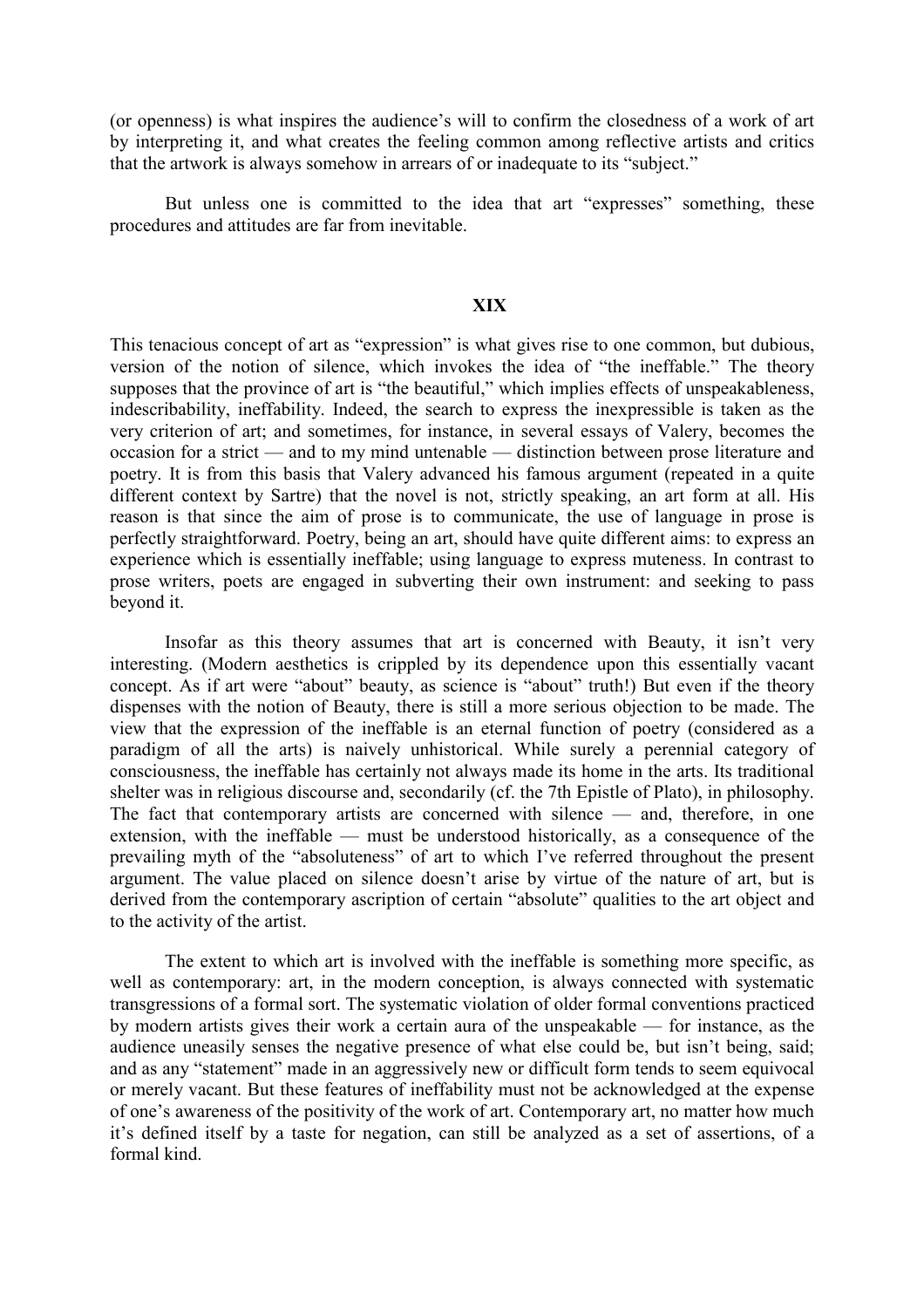(or openness) is what inspires the audience's will to confirm the closedness of a work of art by interpreting it, and what creates the feeling common among reflective artists and critics that the artwork is always somehow in arrears of or inadequate to its "subject."

But unless one is committed to the idea that art "expresses" something, these procedures and attitudes are far from inevitable.

## XIX

This tenacious concept of art as "expression" is what gives rise to one common, but dubious, version of the notion of silence, which invokes the idea of "the ineffable." The theory supposes that the province of art is "the beautiful," which implies effects of unspeakableness, indescribability, ineffability. Indeed, the search to express the inexpressible is taken as the very criterion of art; and sometimes, for instance, in several essays of Valery, becomes the occasion for a strict — and to my mind untenable — distinction between prose literature and poetry. It is from this basis that Valery advanced his famous argument (repeated in a quite different context by Sartre) that the novel is not, strictly speaking, an art form at all. His reason is that since the aim of prose is to communicate, the use of language in prose is perfectly straightforward. Poetry, being an art, should have quite different aims: to express an experience which is essentially ineffable; using language to express muteness. In contrast to prose writers, poets are engaged in subverting their own instrument: and seeking to pass beyond it.

Insofar as this theory assumes that art is concerned with Beauty, it isn't very interesting. (Modern aesthetics is crippled by its dependence upon this essentially vacant concept. As if art were "about" beauty, as science is "about" truth!) But even if the theory dispenses with the notion of Beauty, there is still a more serious objection to be made. The view that the expression of the ineffable is an eternal function of poetry (considered as a paradigm of all the arts) is naively unhistorical. While surely a perennial category of consciousness, the ineffable has certainly not always made its home in the arts. Its traditional shelter was in religious discourse and, secondarily (cf. the 7th Epistle of Plato), in philosophy. The fact that contemporary artists are concerned with silence — and, therefore, in one extension, with the ineffable — must be understood historically, as a consequence of the prevailing myth of the "absoluteness" of art to which I've referred throughout the present argument. The value placed on silence doesn't arise by virtue of the nature of art, but is derived from the contemporary ascription of certain "absolute" qualities to the art object and to the activity of the artist.

The extent to which art is involved with the ineffable is something more specific, as well as contemporary: art, in the modern conception, is always connected with systematic transgressions of a formal sort. The systematic violation of older formal conventions practiced by modern artists gives their work a certain aura of the unspeakable — for instance, as the audience uneasily senses the negative presence of what else could be, but isn't being, said; and as any "statement" made in an aggressively new or difficult form tends to seem equivocal or merely vacant. But these features of ineffability must not be acknowledged at the expense of one's awareness of the positivity of the work of art. Contemporary art, no matter how much it's defined itself by a taste for negation, can still be analyzed as a set of assertions, of a formal kind.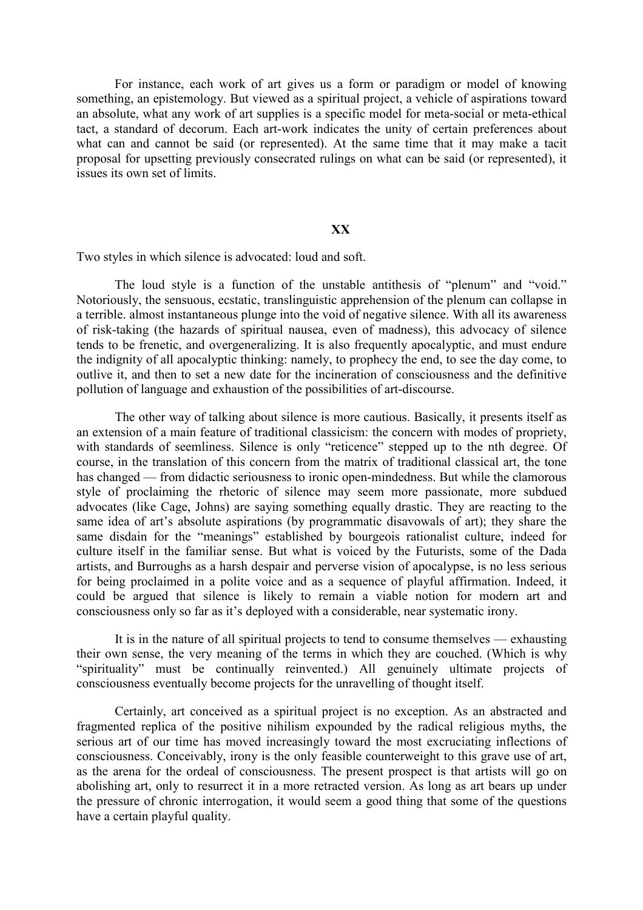For instance, each work of art gives us a form or paradigm or model of knowing something, an epistemology. But viewed as a spiritual project, a vehicle of aspirations toward an absolute, what any work of art supplies is a specific model for meta-social or meta-ethical tact, a standard of decorum. Each art-work indicates the unity of certain preferences about what can and cannot be said (or represented). At the same time that it may make a tacit proposal for upsetting previously consecrated rulings on what can be said (or represented), it issues its own set of limits.

## XX

Two styles in which silence is advocated: loud and soft.

The loud style is a function of the unstable antithesis of "plenum" and "void." Notoriously, the sensuous, ecstatic, translinguistic apprehension of the plenum can collapse in a terrible. almost instantaneous plunge into the void of negative silence. With all its awareness of risk-taking (the hazards of spiritual nausea, even of madness), this advocacy of silence tends to be frenetic, and overgeneralizing. It is also frequently apocalyptic, and must endure the indignity of all apocalyptic thinking: namely, to prophecy the end, to see the day come, to outlive it, and then to set a new date for the incineration of consciousness and the definitive pollution of language and exhaustion of the possibilities of art-discourse.

The other way of talking about silence is more cautious. Basically, it presents itself as an extension of a main feature of traditional classicism: the concern with modes of propriety, with standards of seemliness. Silence is only "reticence" stepped up to the nth degree. Of course, in the translation of this concern from the matrix of traditional classical art, the tone has changed — from didactic seriousness to ironic open-mindedness. But while the clamorous style of proclaiming the rhetoric of silence may seem more passionate, more subdued advocates (like Cage, Johns) are saying something equally drastic. They are reacting to the same idea of art's absolute aspirations (by programmatic disavowals of art); they share the same disdain for the "meanings" established by bourgeois rationalist culture, indeed for culture itself in the familiar sense. But what is voiced by the Futurists, some of the Dada artists, and Burroughs as a harsh despair and perverse vision of apocalypse, is no less serious for being proclaimed in a polite voice and as a sequence of playful affirmation. Indeed, it could be argued that silence is likely to remain a viable notion for modern art and consciousness only so far as it's deployed with a considerable, near systematic irony.

It is in the nature of all spiritual projects to tend to consume themselves — exhausting their own sense, the very meaning of the terms in which they are couched. (Which is why "spirituality" must be continually reinvented.) All genuinely ultimate projects of consciousness eventually become projects for the unravelling of thought itself.

Certainly, art conceived as a spiritual project is no exception. As an abstracted and fragmented replica of the positive nihilism expounded by the radical religious myths, the serious art of our time has moved increasingly toward the most excruciating inflections of consciousness. Conceivably, irony is the only feasible counterweight to this grave use of art, as the arena for the ordeal of consciousness. The present prospect is that artists will go on abolishing art, only to resurrect it in a more retracted version. As long as art bears up under the pressure of chronic interrogation, it would seem a good thing that some of the questions have a certain playful quality.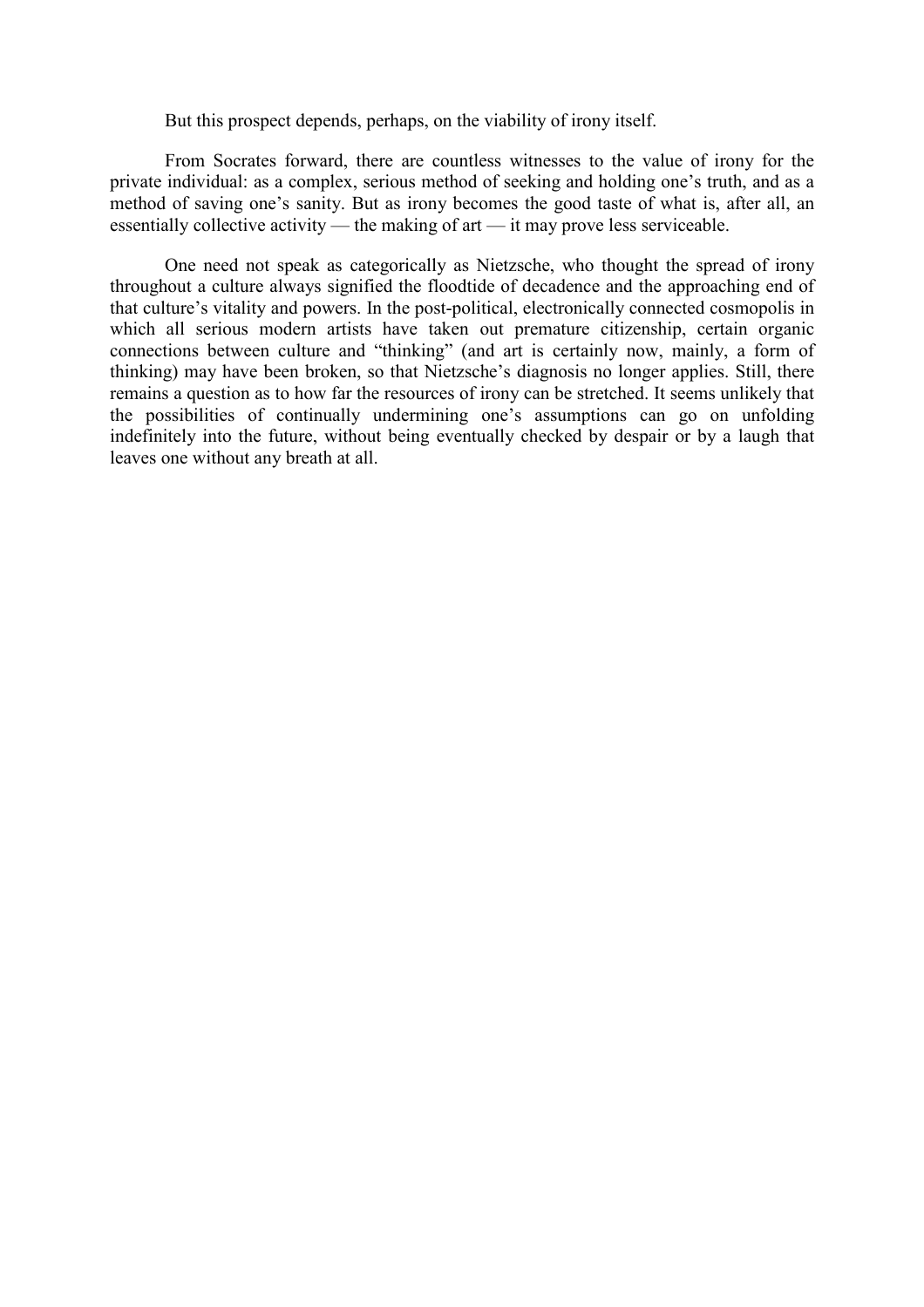But this prospect depends, perhaps, on the viability of irony itself.

From Socrates forward, there are countless witnesses to the value of irony for the private individual: as a complex, serious method of seeking and holding one's truth, and as a method of saving one's sanity. But as irony becomes the good taste of what is, after all, an essentially collective activity — the making of art — it may prove less serviceable.

One need not speak as categorically as Nietzsche, who thought the spread of irony throughout a culture always signified the floodtide of decadence and the approaching end of that culture's vitality and powers. In the post-political, electronically connected cosmopolis in which all serious modern artists have taken out premature citizenship, certain organic connections between culture and "thinking" (and art is certainly now, mainly, a form of thinking) may have been broken, so that Nietzsche's diagnosis no longer applies. Still, there remains a question as to how far the resources of irony can be stretched. It seems unlikely that the possibilities of continually undermining one's assumptions can go on unfolding indefinitely into the future, without being eventually checked by despair or by a laugh that leaves one without any breath at all.